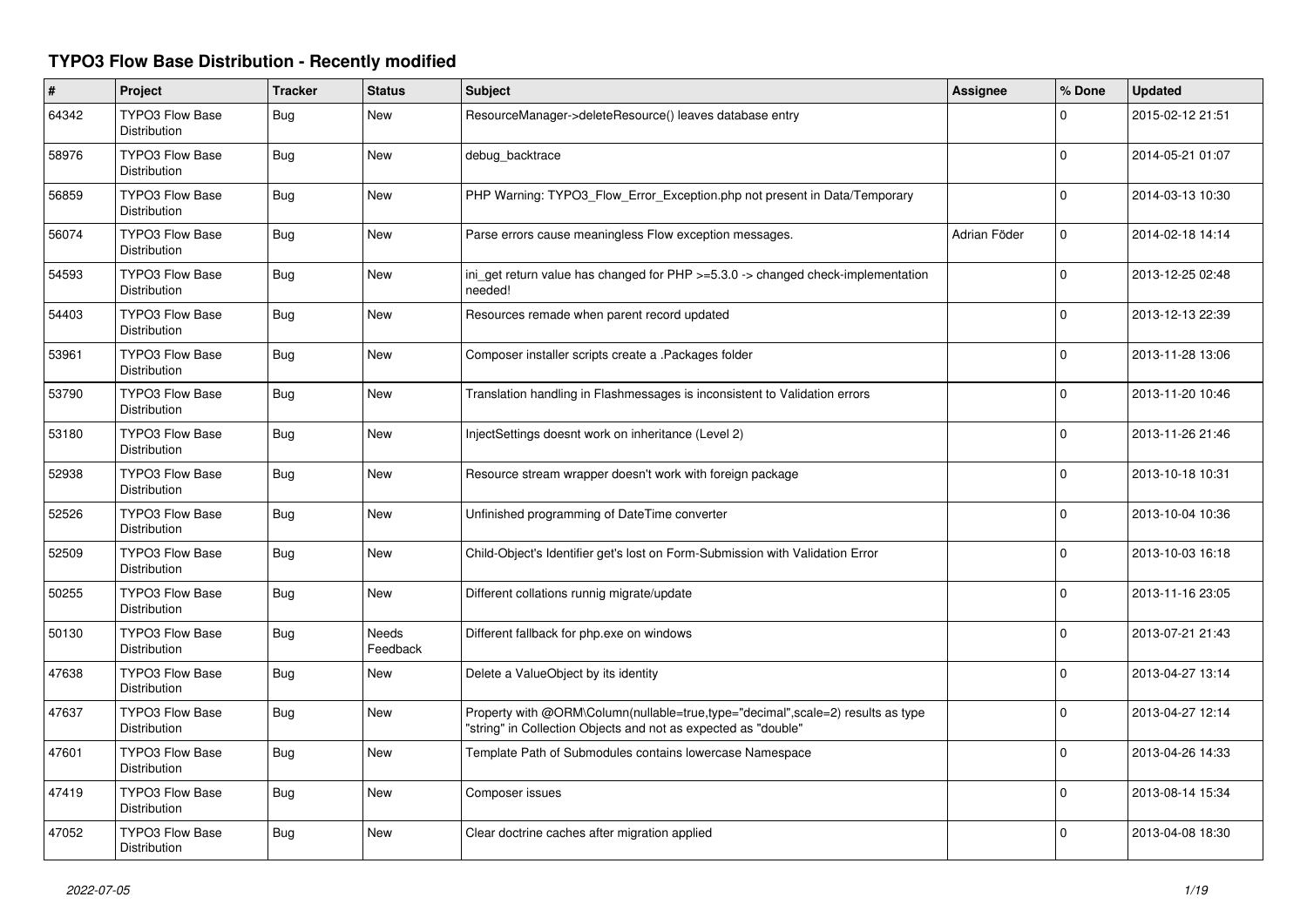# TYPO3 Flow Base Distribution - Recently modified

| # | Project | Tracker | Status | Subject | Assignee | % Done | Updated |
|---|---|---|---|---|---|---|---|
| 64342 | TYPO3 Flow Base Distribution | Bug | New | ResourceManager->deleteResource() leaves database entry | | 0 | 2015-02-12 21:51 |
| 58976 | TYPO3 Flow Base Distribution | Bug | New | debug_backtrace | | 0 | 2014-05-21 01:07 |
| 56859 | TYPO3 Flow Base Distribution | Bug | New | PHP Warning: TYPO3_Flow_Error_Exception.php not present in Data/Temporary | | 0 | 2014-03-13 10:30 |
| 56074 | TYPO3 Flow Base Distribution | Bug | New | Parse errors cause meaningless Flow exception messages. | Adrian Föder | 0 | 2014-02-18 14:14 |
| 54593 | TYPO3 Flow Base Distribution | Bug | New | ini_get return value has changed for PHP >=5.3.0 -> changed check-implementation needed! | | 0 | 2013-12-25 02:48 |
| 54403 | TYPO3 Flow Base Distribution | Bug | New | Resources remade when parent record updated | | 0 | 2013-12-13 22:39 |
| 53961 | TYPO3 Flow Base Distribution | Bug | New | Composer installer scripts create a .Packages folder | | 0 | 2013-11-28 13:06 |
| 53790 | TYPO3 Flow Base Distribution | Bug | New | Translation handling in Flashmessages is inconsistent to Validation errors | | 0 | 2013-11-20 10:46 |
| 53180 | TYPO3 Flow Base Distribution | Bug | New | InjectSettings doesnt work on inheritance (Level 2) | | 0 | 2013-11-26 21:46 |
| 52938 | TYPO3 Flow Base Distribution | Bug | New | Resource stream wrapper doesn't work with foreign package | | 0 | 2013-10-18 10:31 |
| 52526 | TYPO3 Flow Base Distribution | Bug | New | Unfinished programming of DateTime converter | | 0 | 2013-10-04 10:36 |
| 52509 | TYPO3 Flow Base Distribution | Bug | New | Child-Object's Identifier get's lost on Form-Submission with Validation Error | | 0 | 2013-10-03 16:18 |
| 50255 | TYPO3 Flow Base Distribution | Bug | New | Different collations runnig migrate/update | | 0 | 2013-11-16 23:05 |
| 50130 | TYPO3 Flow Base Distribution | Bug | Needs Feedback | Different fallback for php.exe on windows | | 0 | 2013-07-21 21:43 |
| 47638 | TYPO3 Flow Base Distribution | Bug | New | Delete a ValueObject by its identity | | 0 | 2013-04-27 13:14 |
| 47637 | TYPO3 Flow Base Distribution | Bug | New | Property with @ORM\Column(nullable=true,type="decimal",scale=2) results as type "string" in Collection Objects and not as expected as "double" | | 0 | 2013-04-27 12:14 |
| 47601 | TYPO3 Flow Base Distribution | Bug | New | Template Path of Submodules contains lowercase Namespace | | 0 | 2013-04-26 14:33 |
| 47419 | TYPO3 Flow Base Distribution | Bug | New | Composer issues | | 0 | 2013-08-14 15:34 |
| 47052 | TYPO3 Flow Base Distribution | Bug | New | Clear doctrine caches after migration applied | | 0 | 2013-04-08 18:30 |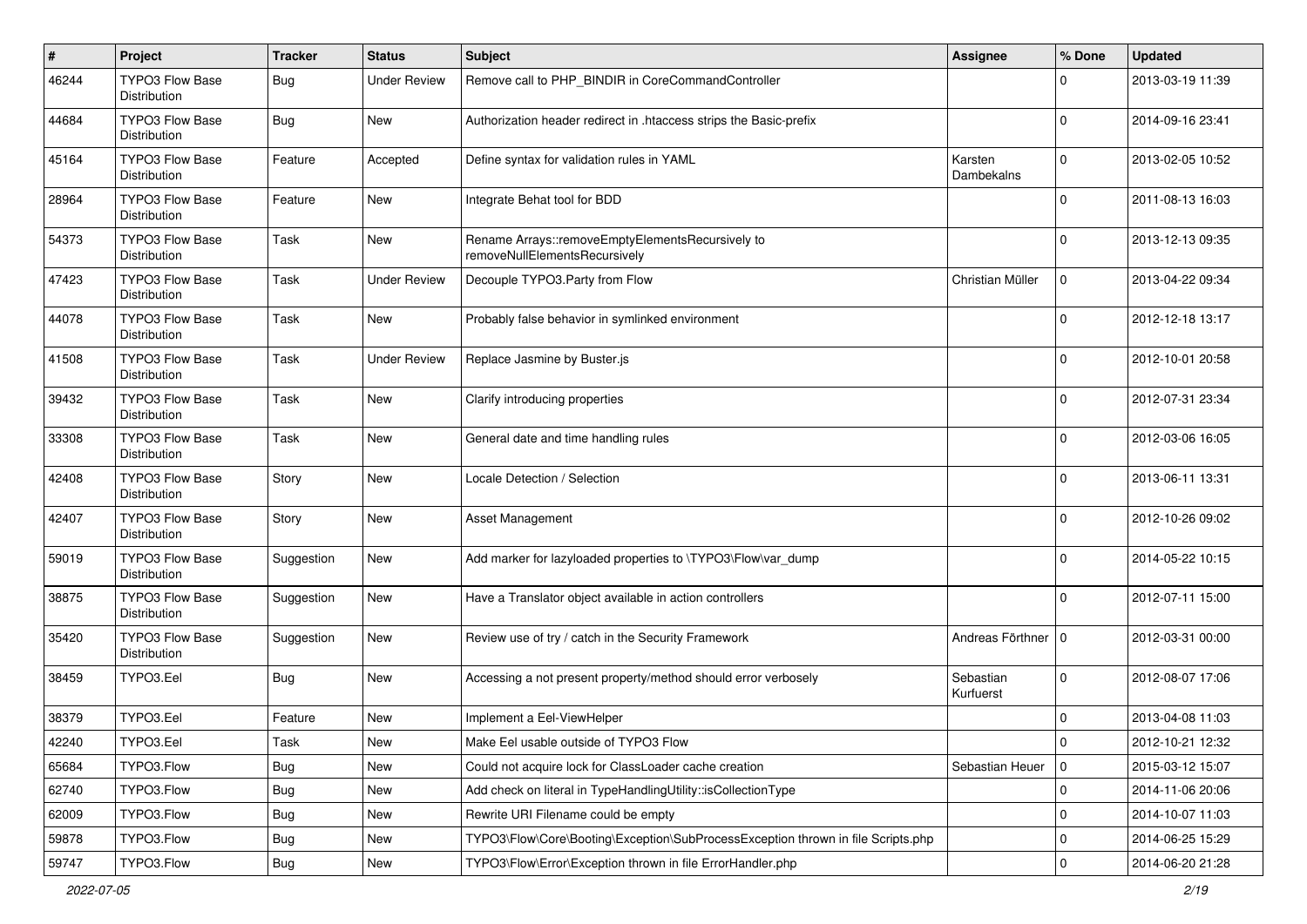| # | Project | Tracker | Status | Subject | Assignee | % Done | Updated |
|---|---|---|---|---|---|---|---|
| 46244 | TYPO3 Flow Base Distribution | Bug | Under Review | Remove call to PHP_BINDIR in CoreCommandController | | 0 | 2013-03-19 11:39 |
| 44684 | TYPO3 Flow Base Distribution | Bug | New | Authorization header redirect in .htaccess strips the Basic-prefix | | 0 | 2014-09-16 23:41 |
| 45164 | TYPO3 Flow Base Distribution | Feature | Accepted | Define syntax for validation rules in YAML | Karsten Dambekalns | 0 | 2013-02-05 10:52 |
| 28964 | TYPO3 Flow Base Distribution | Feature | New | Integrate Behat tool for BDD | | 0 | 2011-08-13 16:03 |
| 54373 | TYPO3 Flow Base Distribution | Task | New | Rename Arrays::removeEmptyElementsRecursively to removeNullElementsRecursively | | 0 | 2013-12-13 09:35 |
| 47423 | TYPO3 Flow Base Distribution | Task | Under Review | Decouple TYPO3.Party from Flow | Christian Müller | 0 | 2013-04-22 09:34 |
| 44078 | TYPO3 Flow Base Distribution | Task | New | Probably false behavior in symlinked environment | | 0 | 2012-12-18 13:17 |
| 41508 | TYPO3 Flow Base Distribution | Task | Under Review | Replace Jasmine by Buster.js | | 0 | 2012-10-01 20:58 |
| 39432 | TYPO3 Flow Base Distribution | Task | New | Clarify introducing properties | | 0 | 2012-07-31 23:34 |
| 33308 | TYPO3 Flow Base Distribution | Task | New | General date and time handling rules | | 0 | 2012-03-06 16:05 |
| 42408 | TYPO3 Flow Base Distribution | Story | New | Locale Detection / Selection | | 0 | 2013-06-11 13:31 |
| 42407 | TYPO3 Flow Base Distribution | Story | New | Asset Management | | 0 | 2012-10-26 09:02 |
| 59019 | TYPO3 Flow Base Distribution | Suggestion | New | Add marker for lazyloaded properties to \TYPO3\Flow\var_dump | | 0 | 2014-05-22 10:15 |
| 38875 | TYPO3 Flow Base Distribution | Suggestion | New | Have a Translator object available in action controllers | | 0 | 2012-07-11 15:00 |
| 35420 | TYPO3 Flow Base Distribution | Suggestion | New | Review use of try / catch in the Security Framework | Andreas Förthner | 0 | 2012-03-31 00:00 |
| 38459 | TYPO3.Eel | Bug | New | Accessing a not present property/method should error verbosely | Sebastian Kurfuerst | 0 | 2012-08-07 17:06 |
| 38379 | TYPO3.Eel | Feature | New | Implement a Eel-ViewHelper | | 0 | 2013-04-08 11:03 |
| 42240 | TYPO3.Eel | Task | New | Make Eel usable outside of TYPO3 Flow | | 0 | 2012-10-21 12:32 |
| 65684 | TYPO3.Flow | Bug | New | Could not acquire lock for ClassLoader cache creation | Sebastian Heuer | 0 | 2015-03-12 15:07 |
| 62740 | TYPO3.Flow | Bug | New | Add check on literal in TypeHandlingUtility::isCollectionType | | 0 | 2014-11-06 20:06 |
| 62009 | TYPO3.Flow | Bug | New | Rewrite URI Filename could be empty | | 0 | 2014-10-07 11:03 |
| 59878 | TYPO3.Flow | Bug | New | TYPO3\Flow\Core\Booting\Exception\SubProcessException thrown in file Scripts.php | | 0 | 2014-06-25 15:29 |
| 59747 | TYPO3.Flow | Bug | New | TYPO3\Flow\Error\Exception thrown in file ErrorHandler.php | | 0 | 2014-06-20 21:28 |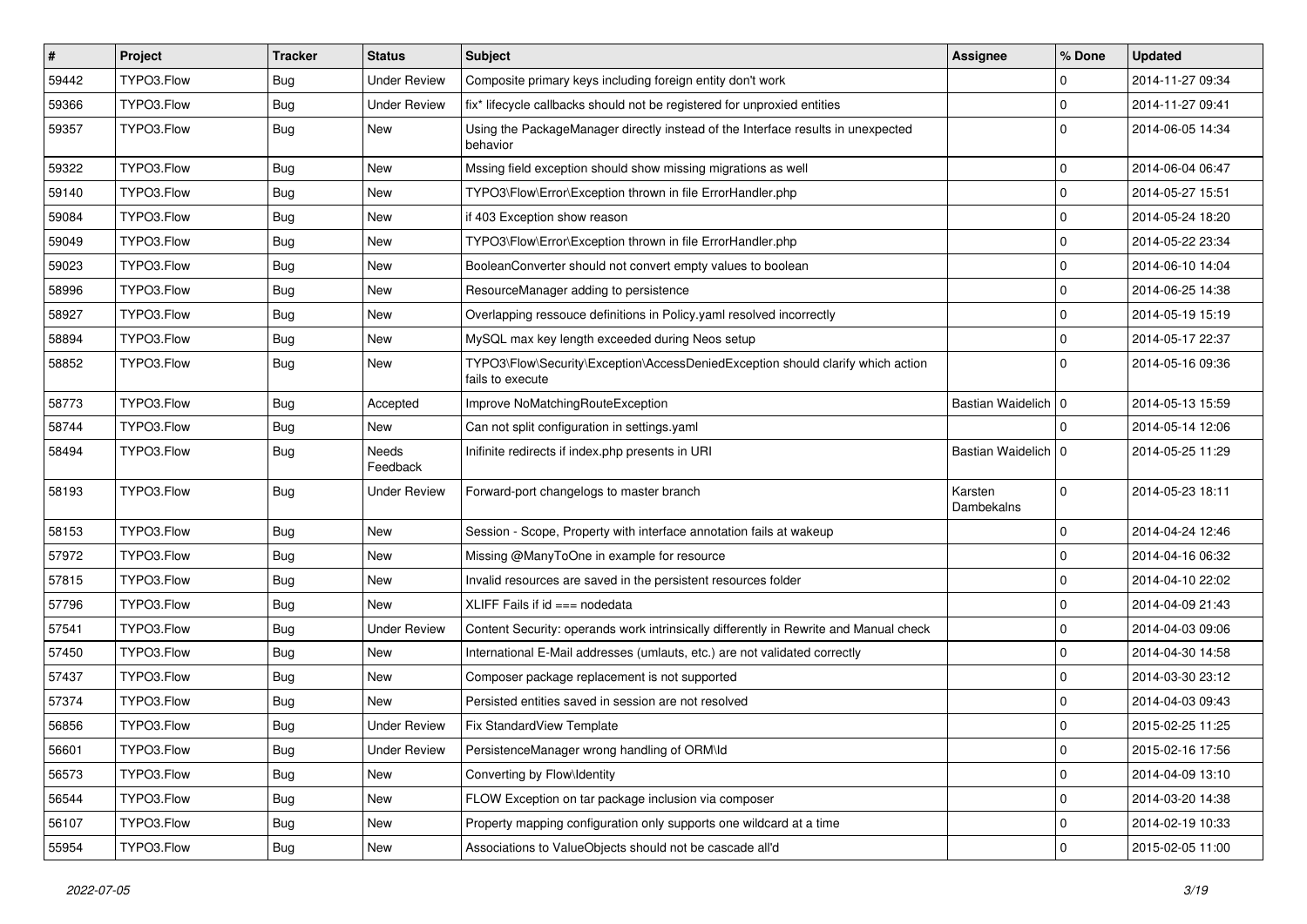| # | Project | Tracker | Status | Subject | Assignee | % Done | Updated |
|---|---|---|---|---|---|---|---|
| 59442 | TYPO3.Flow | Bug | Under Review | Composite primary keys including foreign entity don't work | | 0 | 2014-11-27 09:34 |
| 59366 | TYPO3.Flow | Bug | Under Review | fix* lifecycle callbacks should not be registered for unproxied entities | | 0 | 2014-11-27 09:41 |
| 59357 | TYPO3.Flow | Bug | New | Using the PackageManager directly instead of the Interface results in unexpected behavior | | 0 | 2014-06-05 14:34 |
| 59322 | TYPO3.Flow | Bug | New | Mssing field exception should show missing migrations as well | | 0 | 2014-06-04 06:47 |
| 59140 | TYPO3.Flow | Bug | New | TYPO3\Flow\Error\Exception thrown in file ErrorHandler.php | | 0 | 2014-05-27 15:51 |
| 59084 | TYPO3.Flow | Bug | New | if 403 Exception show reason | | 0 | 2014-05-24 18:20 |
| 59049 | TYPO3.Flow | Bug | New | TYPO3\Flow\Error\Exception thrown in file ErrorHandler.php | | 0 | 2014-05-22 23:34 |
| 59023 | TYPO3.Flow | Bug | New | BooleanConverter should not convert empty values to boolean | | 0 | 2014-06-10 14:04 |
| 58996 | TYPO3.Flow | Bug | New | ResourceManager adding to persistence | | 0 | 2014-06-25 14:38 |
| 58927 | TYPO3.Flow | Bug | New | Overlapping ressouce definitions in Policy.yaml resolved incorrectly | | 0 | 2014-05-19 15:19 |
| 58894 | TYPO3.Flow | Bug | New | MySQL max key length exceeded during Neos setup | | 0 | 2014-05-17 22:37 |
| 58852 | TYPO3.Flow | Bug | New | TYPO3\Flow\Security\Exception\AccessDeniedException should clarify which action fails to execute | | 0 | 2014-05-16 09:36 |
| 58773 | TYPO3.Flow | Bug | Accepted | Improve NoMatchingRouteException | Bastian Waidelich | 0 | 2014-05-13 15:59 |
| 58744 | TYPO3.Flow | Bug | New | Can not split configuration in settings.yaml | | 0 | 2014-05-14 12:06 |
| 58494 | TYPO3.Flow | Bug | Needs Feedback | Inifinite redirects if index.php presents in URI | Bastian Waidelich | 0 | 2014-05-25 11:29 |
| 58193 | TYPO3.Flow | Bug | Under Review | Forward-port changelogs to master branch | Karsten Dambekalns | 0 | 2014-05-23 18:11 |
| 58153 | TYPO3.Flow | Bug | New | Session - Scope, Property with interface annotation fails at wakeup | | 0 | 2014-04-24 12:46 |
| 57972 | TYPO3.Flow | Bug | New | Missing @ManyToOne in example for resource | | 0 | 2014-04-16 06:32 |
| 57815 | TYPO3.Flow | Bug | New | Invalid resources are saved in the persistent resources folder | | 0 | 2014-04-10 22:02 |
| 57796 | TYPO3.Flow | Bug | New | XLIFF Fails if id === nodedata | | 0 | 2014-04-09 21:43 |
| 57541 | TYPO3.Flow | Bug | Under Review | Content Security: operands work intrinsically differently in Rewrite and Manual check | | 0 | 2014-04-03 09:06 |
| 57450 | TYPO3.Flow | Bug | New | International E-Mail addresses (umlauts, etc.) are not validated correctly | | 0 | 2014-04-30 14:58 |
| 57437 | TYPO3.Flow | Bug | New | Composer package replacement is not supported | | 0 | 2014-03-30 23:12 |
| 57374 | TYPO3.Flow | Bug | New | Persisted entities saved in session are not resolved | | 0 | 2014-04-03 09:43 |
| 56856 | TYPO3.Flow | Bug | Under Review | Fix StandardView Template | | 0 | 2015-02-25 11:25 |
| 56601 | TYPO3.Flow | Bug | Under Review | PersistenceManager wrong handling of ORM\Id | | 0 | 2015-02-16 17:56 |
| 56573 | TYPO3.Flow | Bug | New | Converting by Flow\Identity | | 0 | 2014-04-09 13:10 |
| 56544 | TYPO3.Flow | Bug | New | FLOW Exception on tar package inclusion via composer | | 0 | 2014-03-20 14:38 |
| 56107 | TYPO3.Flow | Bug | New | Property mapping configuration only supports one wildcard at a time | | 0 | 2014-02-19 10:33 |
| 55954 | TYPO3.Flow | Bug | New | Associations to ValueObjects should not be cascade all'd | | 0 | 2015-02-05 11:00 |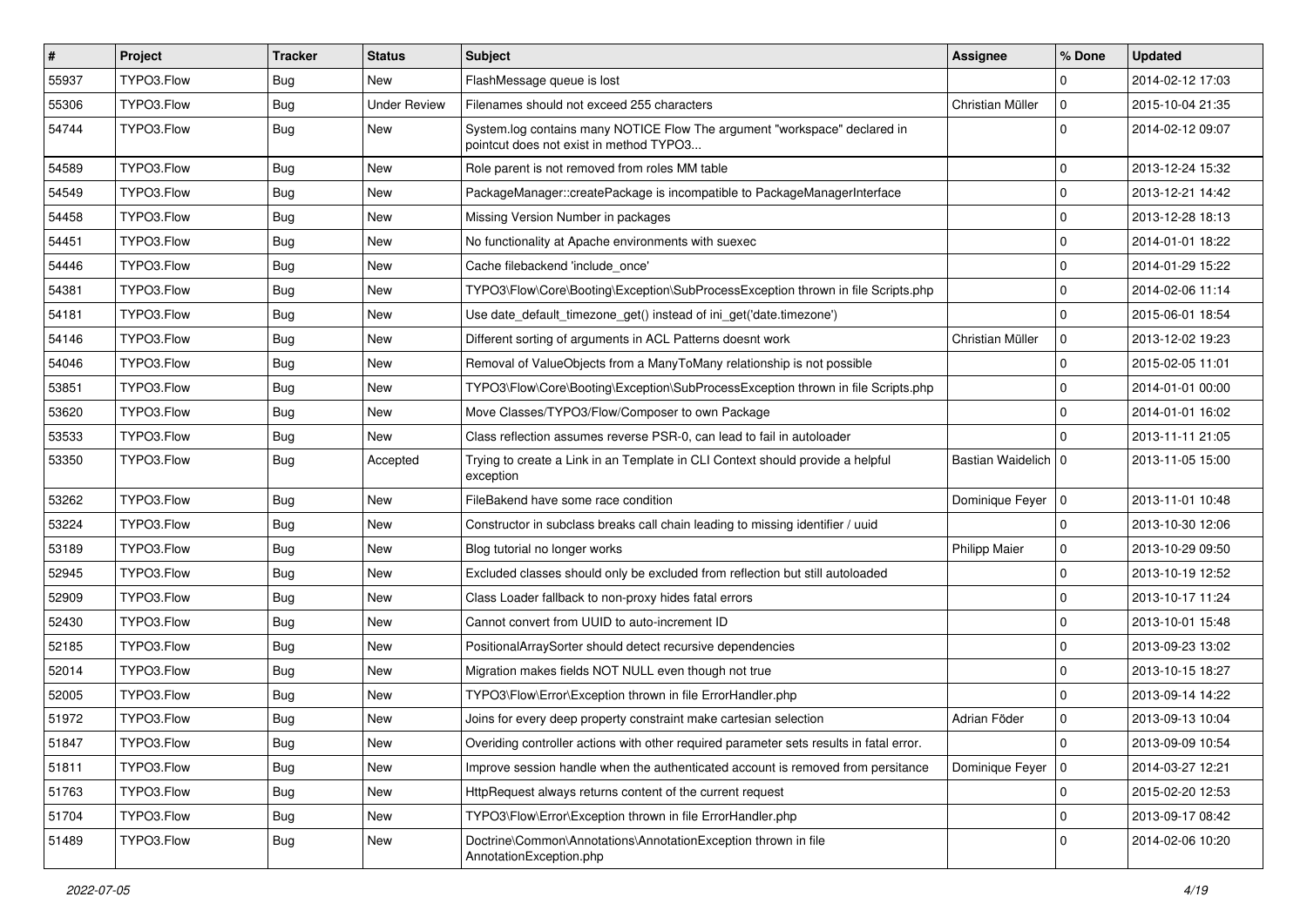| # | Project | Tracker | Status | Subject | Assignee | % Done | Updated |
|---|---|---|---|---|---|---|---|
| 55937 | TYPO3.Flow | Bug | New | FlashMessage queue is lost | | 0 | 2014-02-12 17:03 |
| 55306 | TYPO3.Flow | Bug | Under Review | Filenames should not exceed 255 characters | Christian Müller | 0 | 2015-10-04 21:35 |
| 54744 | TYPO3.Flow | Bug | New | System.log contains many NOTICE Flow The argument "workspace" declared in pointcut does not exist in method TYPO3... | | 0 | 2014-02-12 09:07 |
| 54589 | TYPO3.Flow | Bug | New | Role parent is not removed from roles MM table | | 0 | 2013-12-24 15:32 |
| 54549 | TYPO3.Flow | Bug | New | PackageManager::createPackage is incompatible to PackageManagerInterface | | 0 | 2013-12-21 14:42 |
| 54458 | TYPO3.Flow | Bug | New | Missing Version Number in packages | | 0 | 2013-12-28 18:13 |
| 54451 | TYPO3.Flow | Bug | New | No functionality at Apache environments with suexec | | 0 | 2014-01-01 18:22 |
| 54446 | TYPO3.Flow | Bug | New | Cache filebackend 'include_once' | | 0 | 2014-01-29 15:22 |
| 54381 | TYPO3.Flow | Bug | New | TYPO3\Flow\Core\Booting\Exception\SubProcessException thrown in file Scripts.php | | 0 | 2014-02-06 11:14 |
| 54181 | TYPO3.Flow | Bug | New | Use date_default_timezone_get() instead of ini_get('date.timezone') | | 0 | 2015-06-01 18:54 |
| 54146 | TYPO3.Flow | Bug | New | Different sorting of arguments in ACL Patterns doesnt work | Christian Müller | 0 | 2013-12-02 19:23 |
| 54046 | TYPO3.Flow | Bug | New | Removal of ValueObjects from a ManyToMany relationship is not possible | | 0 | 2015-02-05 11:01 |
| 53851 | TYPO3.Flow | Bug | New | TYPO3\Flow\Core\Booting\Exception\SubProcessException thrown in file Scripts.php | | 0 | 2014-01-01 00:00 |
| 53620 | TYPO3.Flow | Bug | New | Move Classes/TYPO3/Flow/Composer to own Package | | 0 | 2014-01-01 16:02 |
| 53533 | TYPO3.Flow | Bug | New | Class reflection assumes reverse PSR-0, can lead to fail in autoloader | | 0 | 2013-11-11 21:05 |
| 53350 | TYPO3.Flow | Bug | Accepted | Trying to create a Link in an Template in CLI Context should provide a helpful exception | Bastian Waidelich | 0 | 2013-11-05 15:00 |
| 53262 | TYPO3.Flow | Bug | New | FileBakend have some race condition | Dominique Feyer | 0 | 2013-11-01 10:48 |
| 53224 | TYPO3.Flow | Bug | New | Constructor in subclass breaks call chain leading to missing identifier / uuid | | 0 | 2013-10-30 12:06 |
| 53189 | TYPO3.Flow | Bug | New | Blog tutorial no longer works | Philipp Maier | 0 | 2013-10-29 09:50 |
| 52945 | TYPO3.Flow | Bug | New | Excluded classes should only be excluded from reflection but still autoloaded | | 0 | 2013-10-19 12:52 |
| 52909 | TYPO3.Flow | Bug | New | Class Loader fallback to non-proxy hides fatal errors | | 0 | 2013-10-17 11:24 |
| 52430 | TYPO3.Flow | Bug | New | Cannot convert from UUID to auto-increment ID | | 0 | 2013-10-01 15:48 |
| 52185 | TYPO3.Flow | Bug | New | PositionalArraySorter should detect recursive dependencies | | 0 | 2013-09-23 13:02 |
| 52014 | TYPO3.Flow | Bug | New | Migration makes fields NOT NULL even though not true | | 0 | 2013-10-15 18:27 |
| 52005 | TYPO3.Flow | Bug | New | TYPO3\Flow\Error\Exception thrown in file ErrorHandler.php | | 0 | 2013-09-14 14:22 |
| 51972 | TYPO3.Flow | Bug | New | Joins for every deep property constraint make cartesian selection | Adrian Föder | 0 | 2013-09-13 10:04 |
| 51847 | TYPO3.Flow | Bug | New | Overiding controller actions with other required parameter sets results in fatal error. | | 0 | 2013-09-09 10:54 |
| 51811 | TYPO3.Flow | Bug | New | Improve session handle when the authenticated account is removed from persitance | Dominique Feyer | 0 | 2014-03-27 12:21 |
| 51763 | TYPO3.Flow | Bug | New | HttpRequest always returns content of the current request | | 0 | 2015-02-20 12:53 |
| 51704 | TYPO3.Flow | Bug | New | TYPO3\Flow\Error\Exception thrown in file ErrorHandler.php | | 0 | 2013-09-17 08:42 |
| 51489 | TYPO3.Flow | Bug | New | Doctrine\Common\Annotations\AnnotationException thrown in file AnnotationException.php | | 0 | 2014-02-06 10:20 |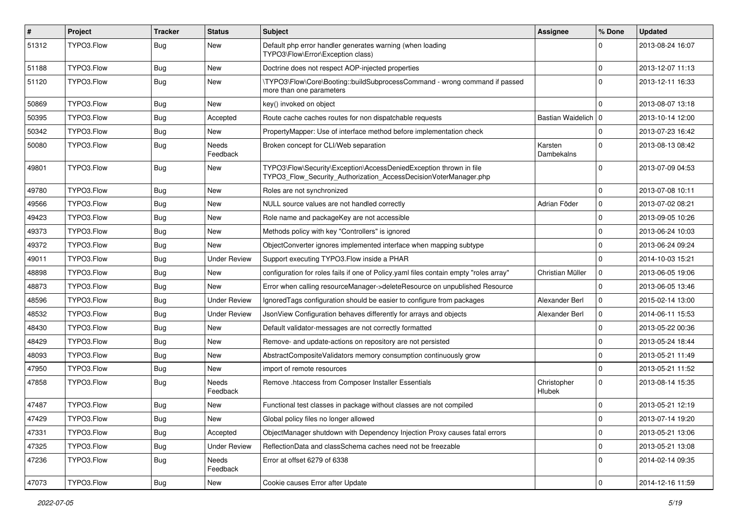| # | Project | Tracker | Status | Subject | Assignee | % Done | Updated |
|---|---|---|---|---|---|---|---|
| 51312 | TYPO3.Flow | Bug | New | Default php error handler generates warning (when loading TYPO3\Flow\Error\Exception class) | | 0 | 2013-08-24 16:07 |
| 51188 | TYPO3.Flow | Bug | New | Doctrine does not respect AOP-injected properties | | 0 | 2013-12-07 11:13 |
| 51120 | TYPO3.Flow | Bug | New | \TYPO3\Flow\Core\Booting::buildSubprocessCommand - wrong command if passed more than one parameters | | 0 | 2013-12-11 16:33 |
| 50869 | TYPO3.Flow | Bug | New | key() invoked on object | | 0 | 2013-08-07 13:18 |
| 50395 | TYPO3.Flow | Bug | Accepted | Route cache caches routes for non dispatchable requests | Bastian Waidelich | 0 | 2013-10-14 12:00 |
| 50342 | TYPO3.Flow | Bug | New | PropertyMapper: Use of interface method before implementation check | | 0 | 2013-07-23 16:42 |
| 50080 | TYPO3.Flow | Bug | Needs Feedback | Broken concept for CLI/Web separation | Karsten Dambekalns | 0 | 2013-08-13 08:42 |
| 49801 | TYPO3.Flow | Bug | New | TYPO3\Flow\Security\Exception\AccessDeniedException thrown in file TYPO3_Flow_Security_Authorization_AccessDecisionVoterManager.php | | 0 | 2013-07-09 04:53 |
| 49780 | TYPO3.Flow | Bug | New | Roles are not synchronized | | 0 | 2013-07-08 10:11 |
| 49566 | TYPO3.Flow | Bug | New | NULL source values are not handled correctly | Adrian Föder | 0 | 2013-07-02 08:21 |
| 49423 | TYPO3.Flow | Bug | New | Role name and packageKey are not accessible | | 0 | 2013-09-05 10:26 |
| 49373 | TYPO3.Flow | Bug | New | Methods policy with key "Controllers" is ignored | | 0 | 2013-06-24 10:03 |
| 49372 | TYPO3.Flow | Bug | New | ObjectConverter ignores implemented interface when mapping subtype | | 0 | 2013-06-24 09:24 |
| 49011 | TYPO3.Flow | Bug | Under Review | Support executing TYPO3.Flow inside a PHAR | | 0 | 2014-10-03 15:21 |
| 48898 | TYPO3.Flow | Bug | New | configuration for roles fails if one of Policy.yaml files contain empty "roles array" | Christian Müller | 0 | 2013-06-05 19:06 |
| 48873 | TYPO3.Flow | Bug | New | Error when calling resourceManager->deleteResource on unpublished Resource | | 0 | 2013-06-05 13:46 |
| 48596 | TYPO3.Flow | Bug | Under Review | IgnoredTags configuration should be easier to configure from packages | Alexander Berl | 0 | 2015-02-14 13:00 |
| 48532 | TYPO3.Flow | Bug | Under Review | JsonView Configuration behaves differently for arrays and objects | Alexander Berl | 0 | 2014-06-11 15:53 |
| 48430 | TYPO3.Flow | Bug | New | Default validator-messages are not correctly formatted | | 0 | 2013-05-22 00:36 |
| 48429 | TYPO3.Flow | Bug | New | Remove- and update-actions on repository are not persisted | | 0 | 2013-05-24 18:44 |
| 48093 | TYPO3.Flow | Bug | New | AbstractCompositeValidators memory consumption continuously grow | | 0 | 2013-05-21 11:49 |
| 47950 | TYPO3.Flow | Bug | New | import of remote resources | | 0 | 2013-05-21 11:52 |
| 47858 | TYPO3.Flow | Bug | Needs Feedback | Remove .htaccess from Composer Installer Essentials | Christopher Hlubek | 0 | 2013-08-14 15:35 |
| 47487 | TYPO3.Flow | Bug | New | Functional test classes in package without classes are not compiled | | 0 | 2013-05-21 12:19 |
| 47429 | TYPO3.Flow | Bug | New | Global policy files no longer allowed | | 0 | 2013-07-14 19:20 |
| 47331 | TYPO3.Flow | Bug | Accepted | ObjectManager shutdown with Dependency Injection Proxy causes fatal errors | | 0 | 2013-05-21 13:06 |
| 47325 | TYPO3.Flow | Bug | Under Review | ReflectionData and classSchema caches need not be freezable | | 0 | 2013-05-21 13:08 |
| 47236 | TYPO3.Flow | Bug | Needs Feedback | Error at offset 6279 of 6338 | | 0 | 2014-02-14 09:35 |
| 47073 | TYPO3.Flow | Bug | New | Cookie causes Error after Update | | 0 | 2014-12-16 11:59 |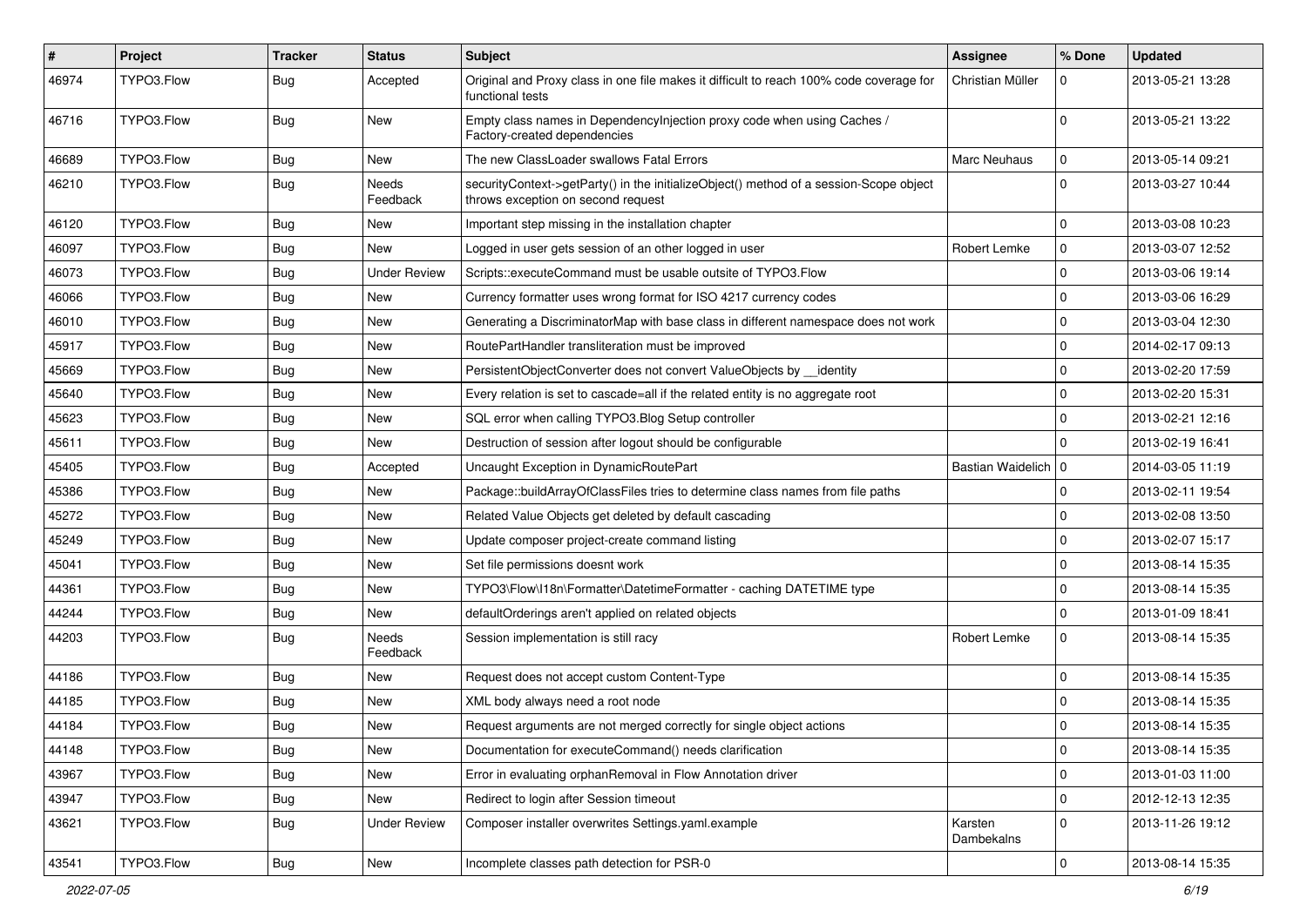| # | Project | Tracker | Status | Subject | Assignee | % Done | Updated |
|---|---|---|---|---|---|---|---|
| 46974 | TYPO3.Flow | Bug | Accepted | Original and Proxy class in one file makes it difficult to reach 100% code coverage for functional tests | Christian Müller | 0 | 2013-05-21 13:28 |
| 46716 | TYPO3.Flow | Bug | New | Empty class names in DependencyInjection proxy code when using Caches / Factory-created dependencies | | 0 | 2013-05-21 13:22 |
| 46689 | TYPO3.Flow | Bug | New | The new ClassLoader swallows Fatal Errors | Marc Neuhaus | 0 | 2013-05-14 09:21 |
| 46210 | TYPO3.Flow | Bug | Needs Feedback | securityContext->getParty() in the initializeObject() method of a session-Scope object throws exception on second request | | 0 | 2013-03-27 10:44 |
| 46120 | TYPO3.Flow | Bug | New | Important step missing in the installation chapter | | 0 | 2013-03-08 10:23 |
| 46097 | TYPO3.Flow | Bug | New | Logged in user gets session of an other logged in user | Robert Lemke | 0 | 2013-03-07 12:52 |
| 46073 | TYPO3.Flow | Bug | Under Review | Scripts::executeCommand must be usable outsite of TYPO3.Flow | | 0 | 2013-03-06 19:14 |
| 46066 | TYPO3.Flow | Bug | New | Currency formatter uses wrong format for ISO 4217 currency codes | | 0 | 2013-03-06 16:29 |
| 46010 | TYPO3.Flow | Bug | New | Generating a DiscriminatorMap with base class in different namespace does not work | | 0 | 2013-03-04 12:30 |
| 45917 | TYPO3.Flow | Bug | New | RoutePartHandler transliteration must be improved | | 0 | 2014-02-17 09:13 |
| 45669 | TYPO3.Flow | Bug | New | PersistentObjectConverter does not convert ValueObjects by __identity | | 0 | 2013-02-20 17:59 |
| 45640 | TYPO3.Flow | Bug | New | Every relation is set to cascade=all if the related entity is no aggregate root | | 0 | 2013-02-20 15:31 |
| 45623 | TYPO3.Flow | Bug | New | SQL error when calling TYPO3.Blog Setup controller | | 0 | 2013-02-21 12:16 |
| 45611 | TYPO3.Flow | Bug | New | Destruction of session after logout should be configurable | | 0 | 2013-02-19 16:41 |
| 45405 | TYPO3.Flow | Bug | Accepted | Uncaught Exception in DynamicRoutePart | Bastian Waidelich | 0 | 2014-03-05 11:19 |
| 45386 | TYPO3.Flow | Bug | New | Package::buildArrayOfClassFiles tries to determine class names from file paths | | 0 | 2013-02-11 19:54 |
| 45272 | TYPO3.Flow | Bug | New | Related Value Objects get deleted by default cascading | | 0 | 2013-02-08 13:50 |
| 45249 | TYPO3.Flow | Bug | New | Update composer project-create command listing | | 0 | 2013-02-07 15:17 |
| 45041 | TYPO3.Flow | Bug | New | Set file permissions doesnt work | | 0 | 2013-08-14 15:35 |
| 44361 | TYPO3.Flow | Bug | New | TYPO3\Flow\I18n\Formatter\DatetimeFormatter - caching DATETIME type | | 0 | 2013-08-14 15:35 |
| 44244 | TYPO3.Flow | Bug | New | defaultOrderings aren't applied on related objects | | 0 | 2013-01-09 18:41 |
| 44203 | TYPO3.Flow | Bug | Needs Feedback | Session implementation is still racy | Robert Lemke | 0 | 2013-08-14 15:35 |
| 44186 | TYPO3.Flow | Bug | New | Request does not accept custom Content-Type | | 0 | 2013-08-14 15:35 |
| 44185 | TYPO3.Flow | Bug | New | XML body always need a root node | | 0 | 2013-08-14 15:35 |
| 44184 | TYPO3.Flow | Bug | New | Request arguments are not merged correctly for single object actions | | 0 | 2013-08-14 15:35 |
| 44148 | TYPO3.Flow | Bug | New | Documentation for executeCommand() needs clarification | | 0 | 2013-08-14 15:35 |
| 43967 | TYPO3.Flow | Bug | New | Error in evaluating orphanRemoval in Flow Annotation driver | | 0 | 2013-01-03 11:00 |
| 43947 | TYPO3.Flow | Bug | New | Redirect to login after Session timeout | | 0 | 2012-12-13 12:35 |
| 43621 | TYPO3.Flow | Bug | Under Review | Composer installer overwrites Settings.yaml.example | Karsten Dambekalns | 0 | 2013-11-26 19:12 |
| 43541 | TYPO3.Flow | Bug | New | Incomplete classes path detection for PSR-0 | | 0 | 2013-08-14 15:35 |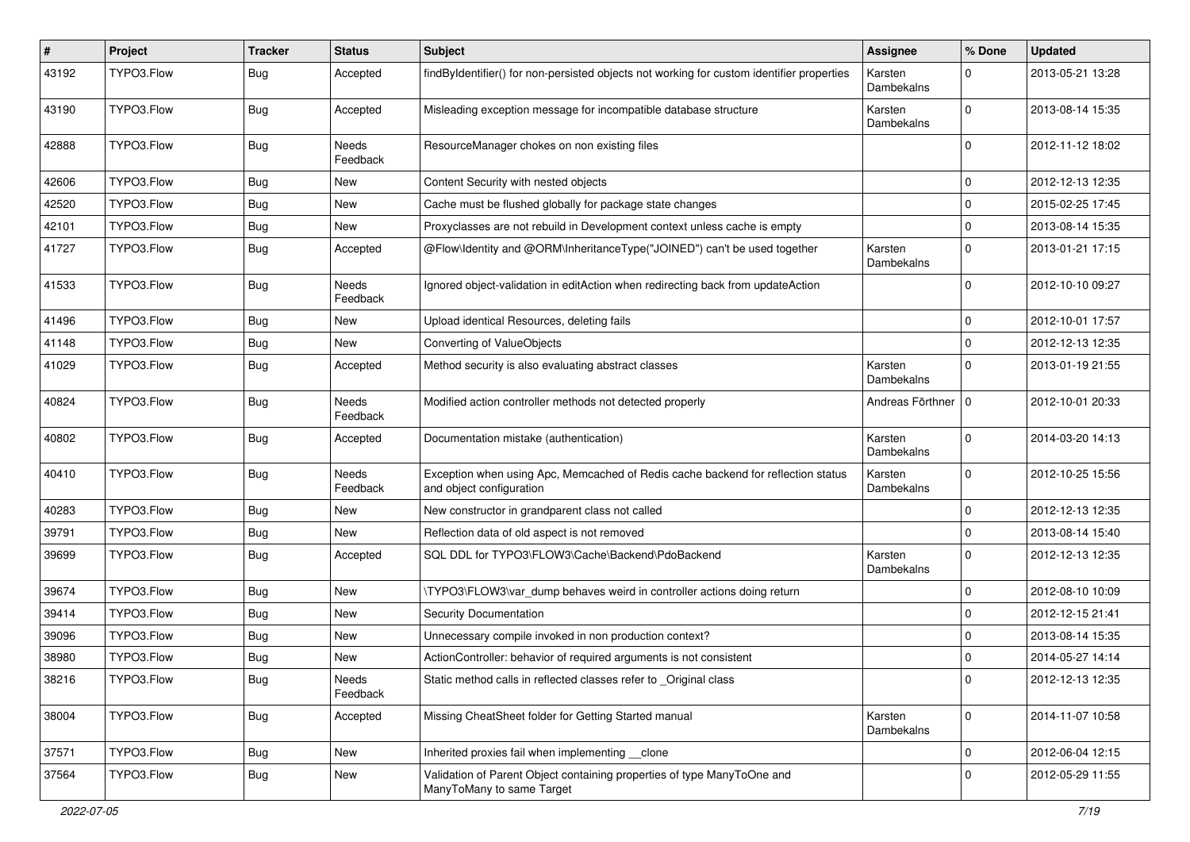| # | Project | Tracker | Status | Subject | Assignee | % Done | Updated |
|---|---|---|---|---|---|---|---|
| 43192 | TYPO3.Flow | Bug | Accepted | findByIdentifier() for non-persisted objects not working for custom identifier properties | Karsten Dambekalns | 0 | 2013-05-21 13:28 |
| 43190 | TYPO3.Flow | Bug | Accepted | Misleading exception message for incompatible database structure | Karsten Dambekalns | 0 | 2013-08-14 15:35 |
| 42888 | TYPO3.Flow | Bug | Needs Feedback | ResourceManager chokes on non existing files | | 0 | 2012-11-12 18:02 |
| 42606 | TYPO3.Flow | Bug | New | Content Security with nested objects | | 0 | 2012-12-13 12:35 |
| 42520 | TYPO3.Flow | Bug | New | Cache must be flushed globally for package state changes | | 0 | 2015-02-25 17:45 |
| 42101 | TYPO3.Flow | Bug | New | Proxyclasses are not rebuild in Development context unless cache is empty | | 0 | 2013-08-14 15:35 |
| 41727 | TYPO3.Flow | Bug | Accepted | @Flow\Identity and @ORM\InheritanceType("JOINED") can't be used together | Karsten Dambekalns | 0 | 2013-01-21 17:15 |
| 41533 | TYPO3.Flow | Bug | Needs Feedback | Ignored object-validation in editAction when redirecting back from updateAction | | 0 | 2012-10-10 09:27 |
| 41496 | TYPO3.Flow | Bug | New | Upload identical Resources, deleting fails | | 0 | 2012-10-01 17:57 |
| 41148 | TYPO3.Flow | Bug | New | Converting of ValueObjects | | 0 | 2012-12-13 12:35 |
| 41029 | TYPO3.Flow | Bug | Accepted | Method security is also evaluating abstract classes | Karsten Dambekalns | 0 | 2013-01-19 21:55 |
| 40824 | TYPO3.Flow | Bug | Needs Feedback | Modified action controller methods not detected properly | Andreas Förthner | 0 | 2012-10-01 20:33 |
| 40802 | TYPO3.Flow | Bug | Accepted | Documentation mistake (authentication) | Karsten Dambekalns | 0 | 2014-03-20 14:13 |
| 40410 | TYPO3.Flow | Bug | Needs Feedback | Exception when using Apc, Memcached of Redis cache backend for reflection status and object configuration | Karsten Dambekalns | 0 | 2012-10-25 15:56 |
| 40283 | TYPO3.Flow | Bug | New | New constructor in grandparent class not called | | 0 | 2012-12-13 12:35 |
| 39791 | TYPO3.Flow | Bug | New | Reflection data of old aspect is not removed | | 0 | 2013-08-14 15:40 |
| 39699 | TYPO3.Flow | Bug | Accepted | SQL DDL for TYPO3\FLOW3\Cache\Backend\PdoBackend | Karsten Dambekalns | 0 | 2012-12-13 12:35 |
| 39674 | TYPO3.Flow | Bug | New | \TYPO3\FLOW3\var_dump behaves weird in controller actions doing return | | 0 | 2012-08-10 10:09 |
| 39414 | TYPO3.Flow | Bug | New | Security Documentation | | 0 | 2012-12-15 21:41 |
| 39096 | TYPO3.Flow | Bug | New | Unnecessary compile invoked in non production context? | | 0 | 2013-08-14 15:35 |
| 38980 | TYPO3.Flow | Bug | New | ActionController: behavior of required arguments is not consistent | | 0 | 2014-05-27 14:14 |
| 38216 | TYPO3.Flow | Bug | Needs Feedback | Static method calls in reflected classes refer to _Original class | | 0 | 2012-12-13 12:35 |
| 38004 | TYPO3.Flow | Bug | Accepted | Missing CheatSheet folder for Getting Started manual | Karsten Dambekalns | 0 | 2014-11-07 10:58 |
| 37571 | TYPO3.Flow | Bug | New | Inherited proxies fail when implementing __clone | | 0 | 2012-06-04 12:15 |
| 37564 | TYPO3.Flow | Bug | New | Validation of Parent Object containing properties of type ManyToOne and ManyToMany to same Target | | 0 | 2012-05-29 11:55 |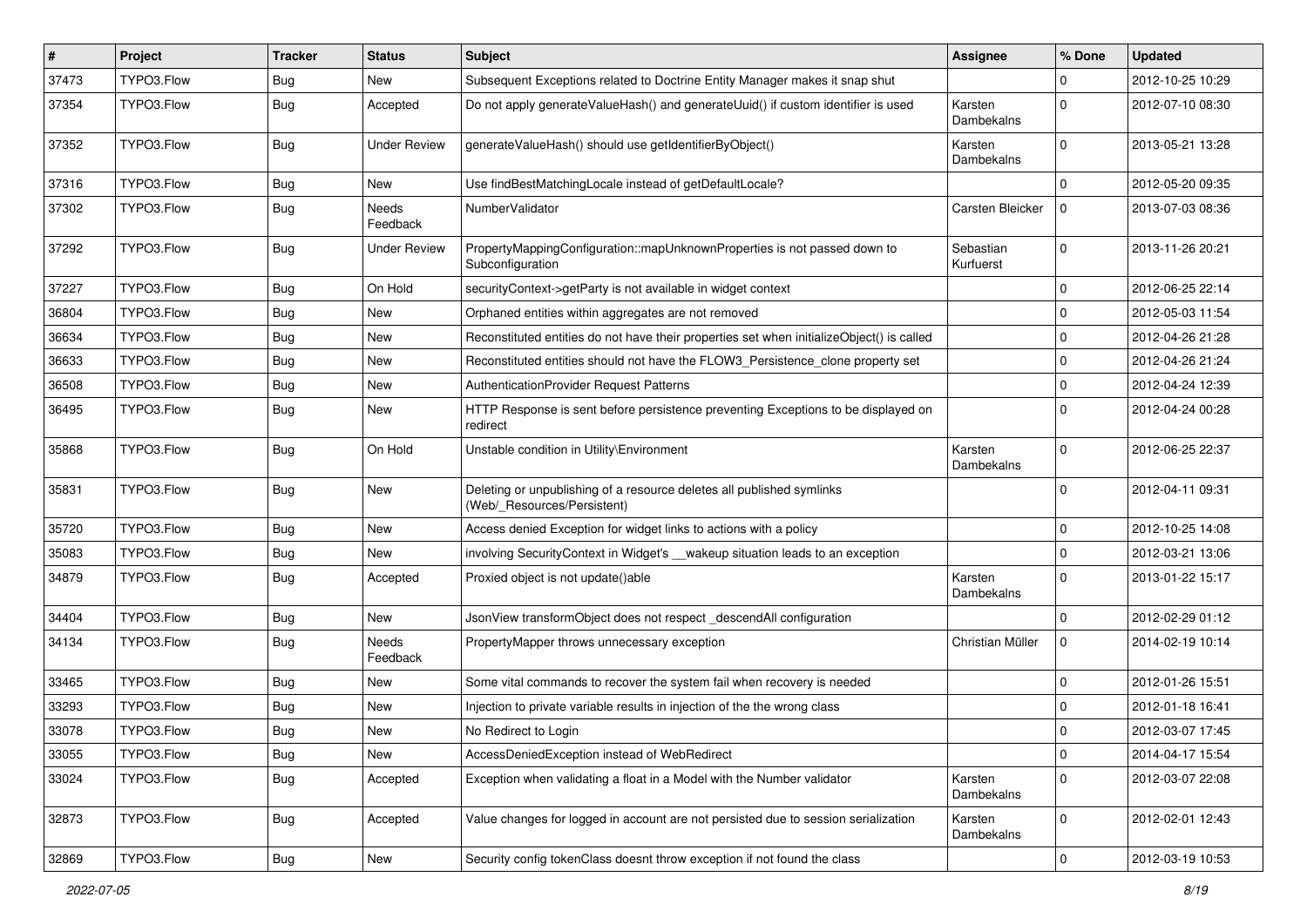| # | Project | Tracker | Status | Subject | Assignee | % Done | Updated |
| --- | --- | --- | --- | --- | --- | --- | --- |
| 37473 | TYPO3.Flow | Bug | New | Subsequent Exceptions related to Doctrine Entity Manager makes it snap shut | | 0 | 2012-10-25 10:29 |
| 37354 | TYPO3.Flow | Bug | Accepted | Do not apply generateValueHash() and generateUuid() if custom identifier is used | Karsten Dambekalns | 0 | 2012-07-10 08:30 |
| 37352 | TYPO3.Flow | Bug | Under Review | generateValueHash() should use getIdentifierByObject() | Karsten Dambekalns | 0 | 2013-05-21 13:28 |
| 37316 | TYPO3.Flow | Bug | New | Use findBestMatchingLocale instead of getDefaultLocale? | | 0 | 2012-05-20 09:35 |
| 37302 | TYPO3.Flow | Bug | Needs Feedback | NumberValidator | Carsten Bleicker | 0 | 2013-07-03 08:36 |
| 37292 | TYPO3.Flow | Bug | Under Review | PropertyMappingConfiguration::mapUnknownProperties is not passed down to Subconfiguration | Sebastian Kurfuerst | 0 | 2013-11-26 20:21 |
| 37227 | TYPO3.Flow | Bug | On Hold | securityContext->getParty is not available in widget context | | 0 | 2012-06-25 22:14 |
| 36804 | TYPO3.Flow | Bug | New | Orphaned entities within aggregates are not removed | | 0 | 2012-05-03 11:54 |
| 36634 | TYPO3.Flow | Bug | New | Reconstituted entities do not have their properties set when initializeObject() is called | | 0 | 2012-04-26 21:28 |
| 36633 | TYPO3.Flow | Bug | New | Reconstituted entities should not have the FLOW3_Persistence_clone property set | | 0 | 2012-04-26 21:24 |
| 36508 | TYPO3.Flow | Bug | New | AuthenticationProvider Request Patterns | | 0 | 2012-04-24 12:39 |
| 36495 | TYPO3.Flow | Bug | New | HTTP Response is sent before persistence preventing Exceptions to be displayed on redirect | | 0 | 2012-04-24 00:28 |
| 35868 | TYPO3.Flow | Bug | On Hold | Unstable condition in Utility\Environment | Karsten Dambekalns | 0 | 2012-06-25 22:37 |
| 35831 | TYPO3.Flow | Bug | New | Deleting or unpublishing of a resource deletes all published symlinks (Web/_Resources/Persistent) | | 0 | 2012-04-11 09:31 |
| 35720 | TYPO3.Flow | Bug | New | Access denied Exception for widget links to actions with a policy | | 0 | 2012-10-25 14:08 |
| 35083 | TYPO3.Flow | Bug | New | involving SecurityContext in Widget's __wakeup situation leads to an exception | | 0 | 2012-03-21 13:06 |
| 34879 | TYPO3.Flow | Bug | Accepted | Proxied object is not update()able | Karsten Dambekalns | 0 | 2013-01-22 15:17 |
| 34404 | TYPO3.Flow | Bug | New | JsonView transformObject does not respect _descendAll configuration | | 0 | 2012-02-29 01:12 |
| 34134 | TYPO3.Flow | Bug | Needs Feedback | PropertyMapper throws unnecessary exception | Christian Müller | 0 | 2014-02-19 10:14 |
| 33465 | TYPO3.Flow | Bug | New | Some vital commands to recover the system fail when recovery is needed | | 0 | 2012-01-26 15:51 |
| 33293 | TYPO3.Flow | Bug | New | Injection to private variable results in injection of the the wrong class | | 0 | 2012-01-18 16:41 |
| 33078 | TYPO3.Flow | Bug | New | No Redirect to Login | | 0 | 2012-03-07 17:45 |
| 33055 | TYPO3.Flow | Bug | New | AccessDeniedException instead of WebRedirect | | 0 | 2014-04-17 15:54 |
| 33024 | TYPO3.Flow | Bug | Accepted | Exception when validating a float in a Model with the Number validator | Karsten Dambekalns | 0 | 2012-03-07 22:08 |
| 32873 | TYPO3.Flow | Bug | Accepted | Value changes for logged in account are not persisted due to session serialization | Karsten Dambekalns | 0 | 2012-02-01 12:43 |
| 32869 | TYPO3.Flow | Bug | New | Security config tokenClass doesnt throw exception if not found the class | | 0 | 2012-03-19 10:53 |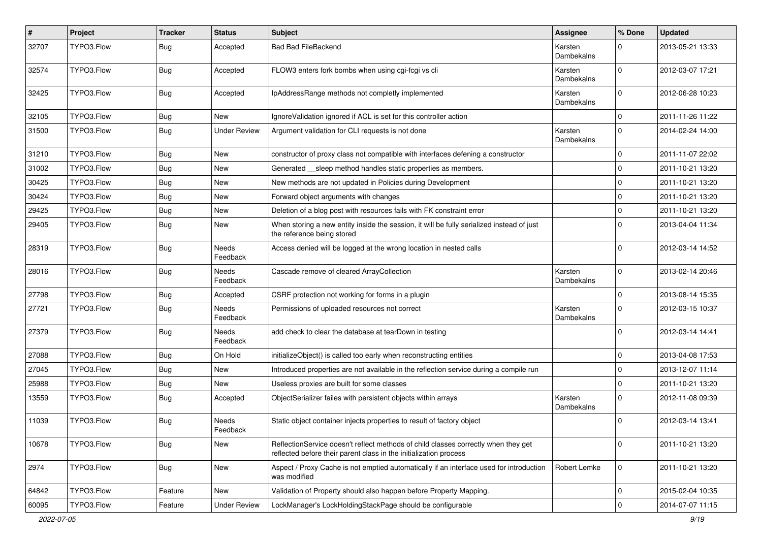| # | Project | Tracker | Status | Subject | Assignee | % Done | Updated |
|---|---|---|---|---|---|---|---|
| 32707 | TYPO3.Flow | Bug | Accepted | Bad Bad FileBackend | Karsten Dambekalns | 0 | 2013-05-21 13:33 |
| 32574 | TYPO3.Flow | Bug | Accepted | FLOW3 enters fork bombs when using cgi-fcgi vs cli | Karsten Dambekalns | 0 | 2012-03-07 17:21 |
| 32425 | TYPO3.Flow | Bug | Accepted | IpAddressRange methods not completly implemented | Karsten Dambekalns | 0 | 2012-06-28 10:23 |
| 32105 | TYPO3.Flow | Bug | New | IgnoreValidation ignored if ACL is set for this controller action | | 0 | 2011-11-26 11:22 |
| 31500 | TYPO3.Flow | Bug | Under Review | Argument validation for CLI requests is not done | Karsten Dambekalns | 0 | 2014-02-24 14:00 |
| 31210 | TYPO3.Flow | Bug | New | constructor of proxy class not compatible with interfaces defening a constructor | | 0 | 2011-11-07 22:02 |
| 31002 | TYPO3.Flow | Bug | New | Generated __sleep method handles static properties as members. | | 0 | 2011-10-21 13:20 |
| 30425 | TYPO3.Flow | Bug | New | New methods are not updated in Policies during Development | | 0 | 2011-10-21 13:20 |
| 30424 | TYPO3.Flow | Bug | New | Forward object arguments with changes | | 0 | 2011-10-21 13:20 |
| 29425 | TYPO3.Flow | Bug | New | Deletion of a blog post with resources fails with FK constraint error | | 0 | 2011-10-21 13:20 |
| 29405 | TYPO3.Flow | Bug | New | When storing a new entity inside the session, it will be fully serialized instead of just the reference being stored | | 0 | 2013-04-04 11:34 |
| 28319 | TYPO3.Flow | Bug | Needs Feedback | Access denied will be logged at the wrong location in nested calls | | 0 | 2012-03-14 14:52 |
| 28016 | TYPO3.Flow | Bug | Needs Feedback | Cascade remove of cleared ArrayCollection | Karsten Dambekalns | 0 | 2013-02-14 20:46 |
| 27798 | TYPO3.Flow | Bug | Accepted | CSRF protection not working for forms in a plugin | | 0 | 2013-08-14 15:35 |
| 27721 | TYPO3.Flow | Bug | Needs Feedback | Permissions of uploaded resources not correct | Karsten Dambekalns | 0 | 2012-03-15 10:37 |
| 27379 | TYPO3.Flow | Bug | Needs Feedback | add check to clear the database at tearDown in testing | | 0 | 2012-03-14 14:41 |
| 27088 | TYPO3.Flow | Bug | On Hold | initializeObject() is called too early when reconstructing entities | | 0 | 2013-04-08 17:53 |
| 27045 | TYPO3.Flow | Bug | New | Introduced properties are not available in the reflection service during a compile run | | 0 | 2013-12-07 11:14 |
| 25988 | TYPO3.Flow | Bug | New | Useless proxies are built for some classes | | 0 | 2011-10-21 13:20 |
| 13559 | TYPO3.Flow | Bug | Accepted | ObjectSerializer failes with persistent objects within arrays | Karsten Dambekalns | 0 | 2012-11-08 09:39 |
| 11039 | TYPO3.Flow | Bug | Needs Feedback | Static object container injects properties to result of factory object | | 0 | 2012-03-14 13:41 |
| 10678 | TYPO3.Flow | Bug | New | ReflectionService doesn't reflect methods of child classes correctly when they get reflected before their parent class in the initialization process | | 0 | 2011-10-21 13:20 |
| 2974 | TYPO3.Flow | Bug | New | Aspect / Proxy Cache is not emptied automatically if an interface used for introduction was modified | Robert Lemke | 0 | 2011-10-21 13:20 |
| 64842 | TYPO3.Flow | Feature | New | Validation of Property should also happen before Property Mapping. | | 0 | 2015-02-04 10:35 |
| 60095 | TYPO3.Flow | Feature | Under Review | LockManager's LockHoldingStackPage should be configurable | | 0 | 2014-07-07 11:15 |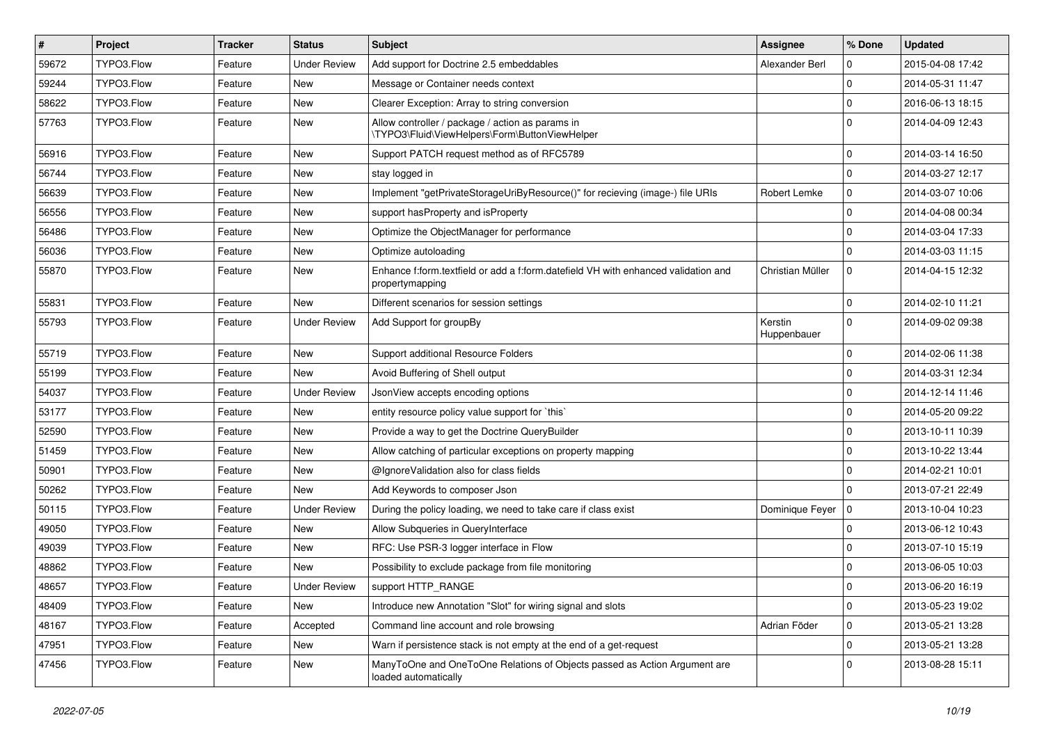| # | Project | Tracker | Status | Subject | Assignee | % Done | Updated |
|---|---|---|---|---|---|---|---|
| 59672 | TYPO3.Flow | Feature | Under Review | Add support for Doctrine 2.5 embeddables | Alexander Berl | 0 | 2015-04-08 17:42 |
| 59244 | TYPO3.Flow | Feature | New | Message or Container needs context | | 0 | 2014-05-31 11:47 |
| 58622 | TYPO3.Flow | Feature | New | Clearer Exception: Array to string conversion | | 0 | 2016-06-13 18:15 |
| 57763 | TYPO3.Flow | Feature | New | Allow controller / package / action as params in \TYPO3\Fluid\ViewHelpers\Form\ButtonViewHelper | | 0 | 2014-04-09 12:43 |
| 56916 | TYPO3.Flow | Feature | New | Support PATCH request method as of RFC5789 | | 0 | 2014-03-14 16:50 |
| 56744 | TYPO3.Flow | Feature | New | stay logged in | | 0 | 2014-03-27 12:17 |
| 56639 | TYPO3.Flow | Feature | New | Implement "getPrivateStorageUriByResource()" for recieving (image-) file URIs | Robert Lemke | 0 | 2014-03-07 10:06 |
| 56556 | TYPO3.Flow | Feature | New | support hasProperty and isProperty | | 0 | 2014-04-08 00:34 |
| 56486 | TYPO3.Flow | Feature | New | Optimize the ObjectManager for performance | | 0 | 2014-03-04 17:33 |
| 56036 | TYPO3.Flow | Feature | New | Optimize autoloading | | 0 | 2014-03-03 11:15 |
| 55870 | TYPO3.Flow | Feature | New | Enhance f:form.textfield or add a f:form.datefield VH with enhanced validation and propertymapping | Christian Müller | 0 | 2014-04-15 12:32 |
| 55831 | TYPO3.Flow | Feature | New | Different scenarios for session settings | | 0 | 2014-02-10 11:21 |
| 55793 | TYPO3.Flow | Feature | Under Review | Add Support for groupBy | Kerstin Huppenbauer | 0 | 2014-09-02 09:38 |
| 55719 | TYPO3.Flow | Feature | New | Support additional Resource Folders | | 0 | 2014-02-06 11:38 |
| 55199 | TYPO3.Flow | Feature | New | Avoid Buffering of Shell output | | 0 | 2014-03-31 12:34 |
| 54037 | TYPO3.Flow | Feature | Under Review | JsonView accepts encoding options | | 0 | 2014-12-14 11:46 |
| 53177 | TYPO3.Flow | Feature | New | entity resource policy value support for `this` | | 0 | 2014-05-20 09:22 |
| 52590 | TYPO3.Flow | Feature | New | Provide a way to get the Doctrine QueryBuilder | | 0 | 2013-10-11 10:39 |
| 51459 | TYPO3.Flow | Feature | New | Allow catching of particular exceptions on property mapping | | 0 | 2013-10-22 13:44 |
| 50901 | TYPO3.Flow | Feature | New | @IgnoreValidation also for class fields | | 0 | 2014-02-21 10:01 |
| 50262 | TYPO3.Flow | Feature | New | Add Keywords to composer Json | | 0 | 2013-07-21 22:49 |
| 50115 | TYPO3.Flow | Feature | Under Review | During the policy loading, we need to take care if class exist | Dominique Feyer | 0 | 2013-10-04 10:23 |
| 49050 | TYPO3.Flow | Feature | New | Allow Subqueries in QueryInterface | | 0 | 2013-06-12 10:43 |
| 49039 | TYPO3.Flow | Feature | New | RFC: Use PSR-3 logger interface in Flow | | 0 | 2013-07-10 15:19 |
| 48862 | TYPO3.Flow | Feature | New | Possibility to exclude package from file monitoring | | 0 | 2013-06-05 10:03 |
| 48657 | TYPO3.Flow | Feature | Under Review | support HTTP_RANGE | | 0 | 2013-06-20 16:19 |
| 48409 | TYPO3.Flow | Feature | New | Introduce new Annotation "Slot" for wiring signal and slots | | 0 | 2013-05-23 19:02 |
| 48167 | TYPO3.Flow | Feature | Accepted | Command line account and role browsing | Adrian Föder | 0 | 2013-05-21 13:28 |
| 47951 | TYPO3.Flow | Feature | New | Warn if persistence stack is not empty at the end of a get-request | | 0 | 2013-05-21 13:28 |
| 47456 | TYPO3.Flow | Feature | New | ManyToOne and OneToOne Relations of Objects passed as Action Argument are loaded automatically | | 0 | 2013-08-28 15:11 |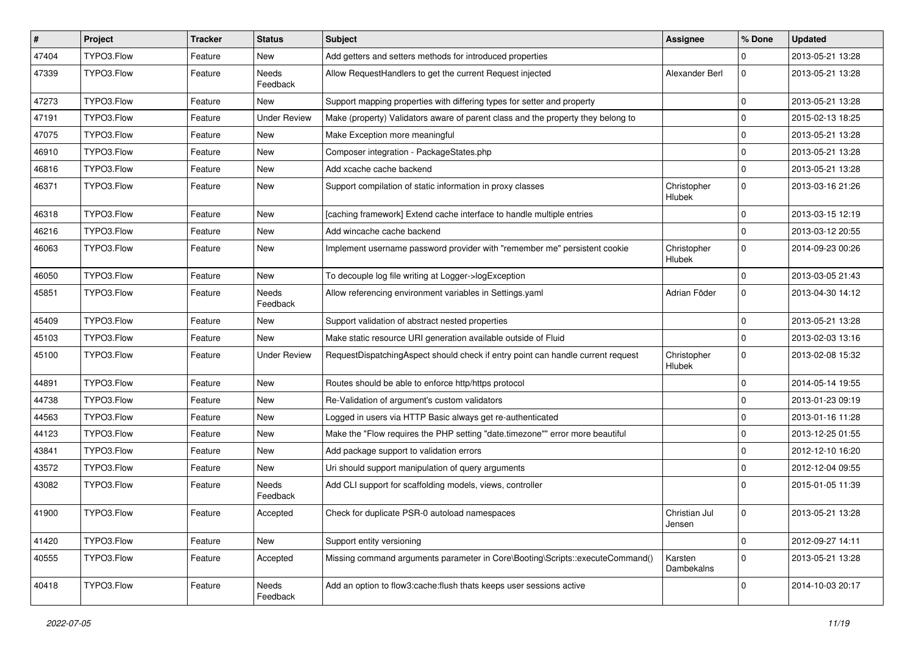| # | Project | Tracker | Status | Subject | Assignee | % Done | Updated |
|---|---|---|---|---|---|---|---|
| 47404 | TYPO3.Flow | Feature | New | Add getters and setters methods for introduced properties | | 0 | 2013-05-21 13:28 |
| 47339 | TYPO3.Flow | Feature | Needs Feedback | Allow RequestHandlers to get the current Request injected | Alexander Berl | 0 | 2013-05-21 13:28 |
| 47273 | TYPO3.Flow | Feature | New | Support mapping properties with differing types for setter and property | | 0 | 2013-05-21 13:28 |
| 47191 | TYPO3.Flow | Feature | Under Review | Make (property) Validators aware of parent class and the property they belong to | | 0 | 2015-02-13 18:25 |
| 47075 | TYPO3.Flow | Feature | New | Make Exception more meaningful | | 0 | 2013-05-21 13:28 |
| 46910 | TYPO3.Flow | Feature | New | Composer integration - PackageStates.php | | 0 | 2013-05-21 13:28 |
| 46816 | TYPO3.Flow | Feature | New | Add xcache cache backend | | 0 | 2013-05-21 13:28 |
| 46371 | TYPO3.Flow | Feature | New | Support compilation of static information in proxy classes | Christopher Hlubek | 0 | 2013-03-16 21:26 |
| 46318 | TYPO3.Flow | Feature | New | [caching framework] Extend cache interface to handle multiple entries | | 0 | 2013-03-15 12:19 |
| 46216 | TYPO3.Flow | Feature | New | Add wincache cache backend | | 0 | 2013-03-12 20:55 |
| 46063 | TYPO3.Flow | Feature | New | Implement username password provider with "remember me" persistent cookie | Christopher Hlubek | 0 | 2014-09-23 00:26 |
| 46050 | TYPO3.Flow | Feature | New | To decouple log file writing at Logger->logException | | 0 | 2013-03-05 21:43 |
| 45851 | TYPO3.Flow | Feature | Needs Feedback | Allow referencing environment variables in Settings.yaml | Adrian Föder | 0 | 2013-04-30 14:12 |
| 45409 | TYPO3.Flow | Feature | New | Support validation of abstract nested properties | | 0 | 2013-05-21 13:28 |
| 45103 | TYPO3.Flow | Feature | New | Make static resource URI generation available outside of Fluid | | 0 | 2013-02-03 13:16 |
| 45100 | TYPO3.Flow | Feature | Under Review | RequestDispatchingAspect should check if entry point can handle current request | Christopher Hlubek | 0 | 2013-02-08 15:32 |
| 44891 | TYPO3.Flow | Feature | New | Routes should be able to enforce http/https protocol | | 0 | 2014-05-14 19:55 |
| 44738 | TYPO3.Flow | Feature | New | Re-Validation of argument's custom validators | | 0 | 2013-01-23 09:19 |
| 44563 | TYPO3.Flow | Feature | New | Logged in users via HTTP Basic always get re-authenticated | | 0 | 2013-01-16 11:28 |
| 44123 | TYPO3.Flow | Feature | New | Make the "Flow requires the PHP setting "date.timezone"" error more beautiful | | 0 | 2013-12-25 01:55 |
| 43841 | TYPO3.Flow | Feature | New | Add package support to validation errors | | 0 | 2012-12-10 16:20 |
| 43572 | TYPO3.Flow | Feature | New | Uri should support manipulation of query arguments | | 0 | 2012-12-04 09:55 |
| 43082 | TYPO3.Flow | Feature | Needs Feedback | Add CLI support for scaffolding models, views, controller | | 0 | 2015-01-05 11:39 |
| 41900 | TYPO3.Flow | Feature | Accepted | Check for duplicate PSR-0 autoload namespaces | Christian Jul Jensen | 0 | 2013-05-21 13:28 |
| 41420 | TYPO3.Flow | Feature | New | Support entity versioning | | 0 | 2012-09-27 14:11 |
| 40555 | TYPO3.Flow | Feature | Accepted | Missing command arguments parameter in Core\Booting\Scripts::executeCommand() | Karsten Dambekalns | 0 | 2013-05-21 13:28 |
| 40418 | TYPO3.Flow | Feature | Needs Feedback | Add an option to flow3:cache:flush thats keeps user sessions active | | 0 | 2014-10-03 20:17 |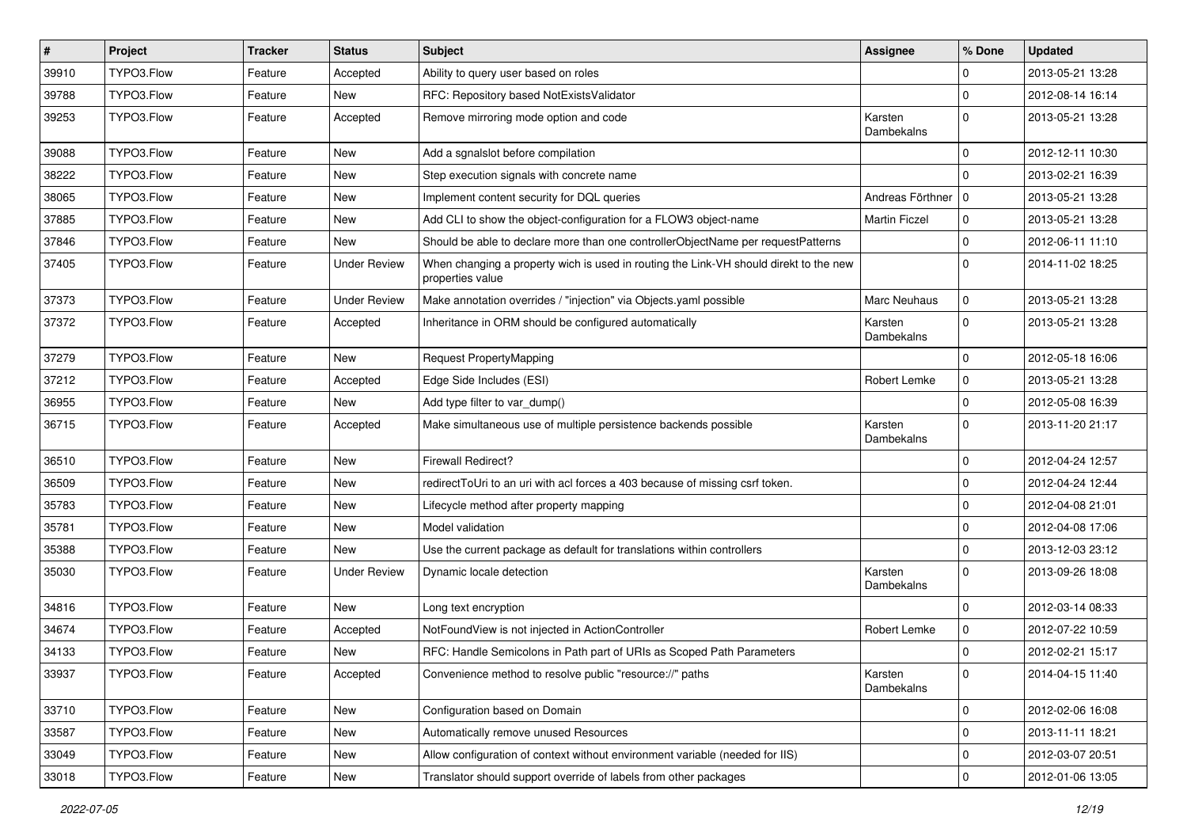| # | Project | Tracker | Status | Subject | Assignee | % Done | Updated |
|---|---|---|---|---|---|---|---|
| 39910 | TYPO3.Flow | Feature | Accepted | Ability to query user based on roles | | 0 | 2013-05-21 13:28 |
| 39788 | TYPO3.Flow | Feature | New | RFC: Repository based NotExistsValidator | | 0 | 2012-08-14 16:14 |
| 39253 | TYPO3.Flow | Feature | Accepted | Remove mirroring mode option and code | Karsten Dambekalns | 0 | 2013-05-21 13:28 |
| 39088 | TYPO3.Flow | Feature | New | Add a sgnalslot before compilation | | 0 | 2012-12-11 10:30 |
| 38222 | TYPO3.Flow | Feature | New | Step execution signals with concrete name | | 0 | 2013-02-21 16:39 |
| 38065 | TYPO3.Flow | Feature | New | Implement content security for DQL queries | Andreas Förthner | 0 | 2013-05-21 13:28 |
| 37885 | TYPO3.Flow | Feature | New | Add CLI to show the object-configuration for a FLOW3 object-name | Martin Ficzel | 0 | 2013-05-21 13:28 |
| 37846 | TYPO3.Flow | Feature | New | Should be able to declare more than one controllerObjectName per requestPatterns | | 0 | 2012-06-11 11:10 |
| 37405 | TYPO3.Flow | Feature | Under Review | When changing a property wich is used in routing the Link-VH should direkt to the new properties value | | 0 | 2014-11-02 18:25 |
| 37373 | TYPO3.Flow | Feature | Under Review | Make annotation overrides / "injection" via Objects.yaml possible | Marc Neuhaus | 0 | 2013-05-21 13:28 |
| 37372 | TYPO3.Flow | Feature | Accepted | Inheritance in ORM should be configured automatically | Karsten Dambekalns | 0 | 2013-05-21 13:28 |
| 37279 | TYPO3.Flow | Feature | New | Request PropertyMapping | | 0 | 2012-05-18 16:06 |
| 37212 | TYPO3.Flow | Feature | Accepted | Edge Side Includes (ESI) | Robert Lemke | 0 | 2013-05-21 13:28 |
| 36955 | TYPO3.Flow | Feature | New | Add type filter to var_dump() | | 0 | 2012-05-08 16:39 |
| 36715 | TYPO3.Flow | Feature | Accepted | Make simultaneous use of multiple persistence backends possible | Karsten Dambekalns | 0 | 2013-11-20 21:17 |
| 36510 | TYPO3.Flow | Feature | New | Firewall Redirect? | | 0 | 2012-04-24 12:57 |
| 36509 | TYPO3.Flow | Feature | New | redirectToUri to an uri with acl forces a 403 because of missing csrf token. | | 0 | 2012-04-24 12:44 |
| 35783 | TYPO3.Flow | Feature | New | Lifecycle method after property mapping | | 0 | 2012-04-08 21:01 |
| 35781 | TYPO3.Flow | Feature | New | Model validation | | 0 | 2012-04-08 17:06 |
| 35388 | TYPO3.Flow | Feature | New | Use the current package as default for translations within controllers | | 0 | 2013-12-03 23:12 |
| 35030 | TYPO3.Flow | Feature | Under Review | Dynamic locale detection | Karsten Dambekalns | 0 | 2013-09-26 18:08 |
| 34816 | TYPO3.Flow | Feature | New | Long text encryption | | 0 | 2012-03-14 08:33 |
| 34674 | TYPO3.Flow | Feature | Accepted | NotFoundView is not injected in ActionController | Robert Lemke | 0 | 2012-07-22 10:59 |
| 34133 | TYPO3.Flow | Feature | New | RFC: Handle Semicolons in Path part of URIs as Scoped Path Parameters | | 0 | 2012-02-21 15:17 |
| 33937 | TYPO3.Flow | Feature | Accepted | Convenience method to resolve public "resource://" paths | Karsten Dambekalns | 0 | 2014-04-15 11:40 |
| 33710 | TYPO3.Flow | Feature | New | Configuration based on Domain | | 0 | 2012-02-06 16:08 |
| 33587 | TYPO3.Flow | Feature | New | Automatically remove unused Resources | | 0 | 2013-11-11 18:21 |
| 33049 | TYPO3.Flow | Feature | New | Allow configuration of context without environment variable (needed for IIS) | | 0 | 2012-03-07 20:51 |
| 33018 | TYPO3.Flow | Feature | New | Translator should support override of labels from other packages | | 0 | 2012-01-06 13:05 |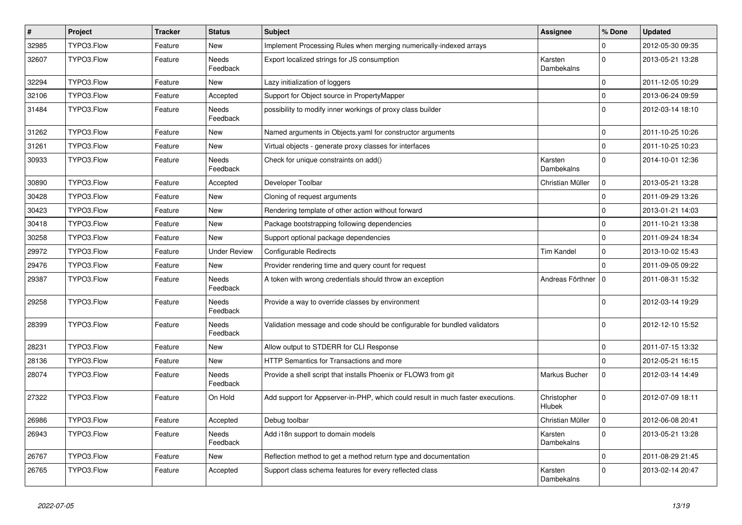| # | Project | Tracker | Status | Subject | Assignee | % Done | Updated |
|---|---|---|---|---|---|---|---|
| 32985 | TYPO3.Flow | Feature | New | Implement Processing Rules when merging numerically-indexed arrays | | 0 | 2012-05-30 09:35 |
| 32607 | TYPO3.Flow | Feature | Needs Feedback | Export localized strings for JS consumption | Karsten Dambekalns | 0 | 2013-05-21 13:28 |
| 32294 | TYPO3.Flow | Feature | New | Lazy initialization of loggers | | 0 | 2011-12-05 10:29 |
| 32106 | TYPO3.Flow | Feature | Accepted | Support for Object source in PropertyMapper | | 0 | 2013-06-24 09:59 |
| 31484 | TYPO3.Flow | Feature | Needs Feedback | possibility to modify inner workings of proxy class builder | | 0 | 2012-03-14 18:10 |
| 31262 | TYPO3.Flow | Feature | New | Named arguments in Objects.yaml for constructor arguments | | 0 | 2011-10-25 10:26 |
| 31261 | TYPO3.Flow | Feature | New | Virtual objects - generate proxy classes for interfaces | | 0 | 2011-10-25 10:23 |
| 30933 | TYPO3.Flow | Feature | Needs Feedback | Check for unique constraints on add() | Karsten Dambekalns | 0 | 2014-10-01 12:36 |
| 30890 | TYPO3.Flow | Feature | Accepted | Developer Toolbar | Christian Müller | 0 | 2013-05-21 13:28 |
| 30428 | TYPO3.Flow | Feature | New | Cloning of request arguments | | 0 | 2011-09-29 13:26 |
| 30423 | TYPO3.Flow | Feature | New | Rendering template of other action without forward | | 0 | 2013-01-21 14:03 |
| 30418 | TYPO3.Flow | Feature | New | Package bootstrapping following dependencies | | 0 | 2011-10-21 13:38 |
| 30258 | TYPO3.Flow | Feature | New | Support optional package dependencies | | 0 | 2011-09-24 18:34 |
| 29972 | TYPO3.Flow | Feature | Under Review | Configurable Redirects | Tim Kandel | 0 | 2013-10-02 15:43 |
| 29476 | TYPO3.Flow | Feature | New | Provider rendering time and query count for request | | 0 | 2011-09-05 09:22 |
| 29387 | TYPO3.Flow | Feature | Needs Feedback | A token with wrong credentials should throw an exception | Andreas Förthner | 0 | 2011-08-31 15:32 |
| 29258 | TYPO3.Flow | Feature | Needs Feedback | Provide a way to override classes by environment | | 0 | 2012-03-14 19:29 |
| 28399 | TYPO3.Flow | Feature | Needs Feedback | Validation message and code should be configurable for bundled validators | | 0 | 2012-12-10 15:52 |
| 28231 | TYPO3.Flow | Feature | New | Allow output to STDERR for CLI Response | | 0 | 2011-07-15 13:32 |
| 28136 | TYPO3.Flow | Feature | New | HTTP Semantics for Transactions and more | | 0 | 2012-05-21 16:15 |
| 28074 | TYPO3.Flow | Feature | Needs Feedback | Provide a shell script that installs Phoenix or FLOW3 from git | Markus Bucher | 0 | 2012-03-14 14:49 |
| 27322 | TYPO3.Flow | Feature | On Hold | Add support for Appserver-in-PHP, which could result in much faster executions. | Christopher Hlubek | 0 | 2012-07-09 18:11 |
| 26986 | TYPO3.Flow | Feature | Accepted | Debug toolbar | Christian Müller | 0 | 2012-06-08 20:41 |
| 26943 | TYPO3.Flow | Feature | Needs Feedback | Add i18n support to domain models | Karsten Dambekalns | 0 | 2013-05-21 13:28 |
| 26767 | TYPO3.Flow | Feature | New | Reflection method to get a method return type and documentation | | 0 | 2011-08-29 21:45 |
| 26765 | TYPO3.Flow | Feature | Accepted | Support class schema features for every reflected class | Karsten Dambekalns | 0 | 2013-02-14 20:47 |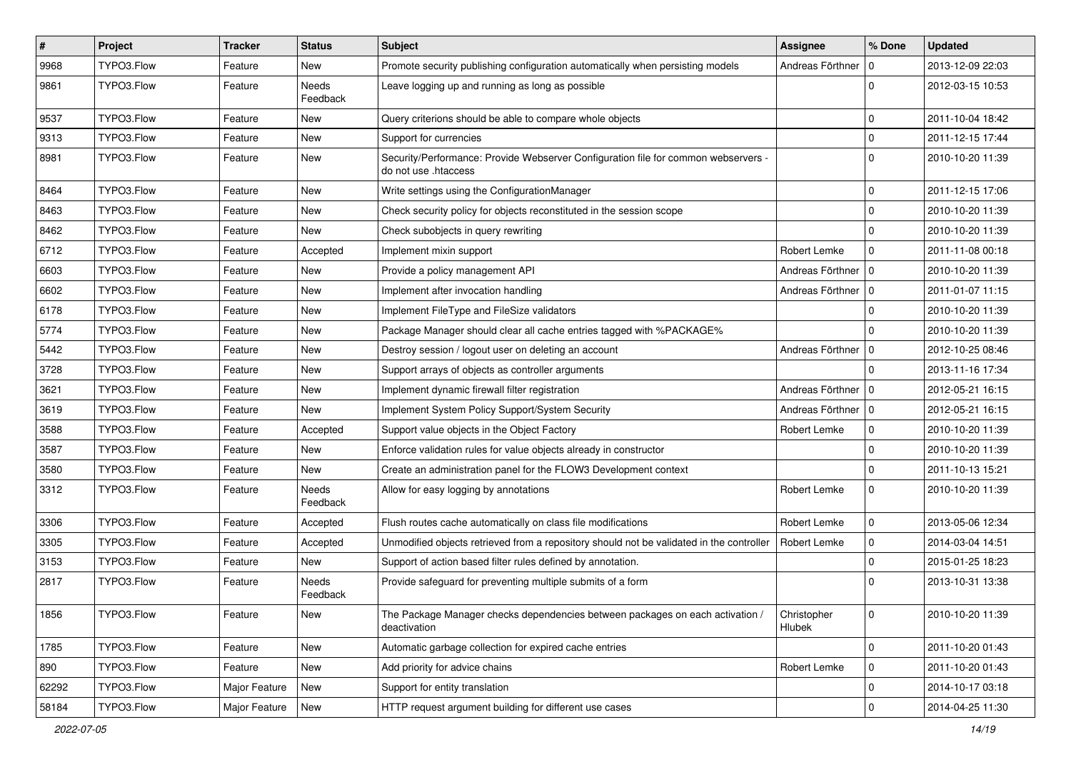| # | Project | Tracker | Status | Subject | Assignee | % Done | Updated |
|---|---|---|---|---|---|---|---|
| 9968 | TYPO3.Flow | Feature | New | Promote security publishing configuration automatically when persisting models | Andreas Förthner | 0 | 2013-12-09 22:03 |
| 9861 | TYPO3.Flow | Feature | Needs Feedback | Leave logging up and running as long as possible | | 0 | 2012-03-15 10:53 |
| 9537 | TYPO3.Flow | Feature | New | Query criterions should be able to compare whole objects | | 0 | 2011-10-04 18:42 |
| 9313 | TYPO3.Flow | Feature | New | Support for currencies | | 0 | 2011-12-15 17:44 |
| 8981 | TYPO3.Flow | Feature | New | Security/Performance: Provide Webserver Configuration file for common webservers - do not use .htaccess | | 0 | 2010-10-20 11:39 |
| 8464 | TYPO3.Flow | Feature | New | Write settings using the ConfigurationManager | | 0 | 2011-12-15 17:06 |
| 8463 | TYPO3.Flow | Feature | New | Check security policy for objects reconstituted in the session scope | | 0 | 2010-10-20 11:39 |
| 8462 | TYPO3.Flow | Feature | New | Check subobjects in query rewriting | | 0 | 2010-10-20 11:39 |
| 6712 | TYPO3.Flow | Feature | Accepted | Implement mixin support | Robert Lemke | 0 | 2011-11-08 00:18 |
| 6603 | TYPO3.Flow | Feature | New | Provide a policy management API | Andreas Förthner | 0 | 2010-10-20 11:39 |
| 6602 | TYPO3.Flow | Feature | New | Implement after invocation handling | Andreas Förthner | 0 | 2011-01-07 11:15 |
| 6178 | TYPO3.Flow | Feature | New | Implement FileType and FileSize validators | | 0 | 2010-10-20 11:39 |
| 5774 | TYPO3.Flow | Feature | New | Package Manager should clear all cache entries tagged with %PACKAGE% | | 0 | 2010-10-20 11:39 |
| 5442 | TYPO3.Flow | Feature | New | Destroy session / logout user on deleting an account | Andreas Förthner | 0 | 2012-10-25 08:46 |
| 3728 | TYPO3.Flow | Feature | New | Support arrays of objects as controller arguments | | 0 | 2013-11-16 17:34 |
| 3621 | TYPO3.Flow | Feature | New | Implement dynamic firewall filter registration | Andreas Förthner | 0 | 2012-05-21 16:15 |
| 3619 | TYPO3.Flow | Feature | New | Implement System Policy Support/System Security | Andreas Förthner | 0 | 2012-05-21 16:15 |
| 3588 | TYPO3.Flow | Feature | Accepted | Support value objects in the Object Factory | Robert Lemke | 0 | 2010-10-20 11:39 |
| 3587 | TYPO3.Flow | Feature | New | Enforce validation rules for value objects already in constructor | | 0 | 2010-10-20 11:39 |
| 3580 | TYPO3.Flow | Feature | New | Create an administration panel for the FLOW3 Development context | | 0 | 2011-10-13 15:21 |
| 3312 | TYPO3.Flow | Feature | Needs Feedback | Allow for easy logging by annotations | Robert Lemke | 0 | 2010-10-20 11:39 |
| 3306 | TYPO3.Flow | Feature | Accepted | Flush routes cache automatically on class file modifications | Robert Lemke | 0 | 2013-05-06 12:34 |
| 3305 | TYPO3.Flow | Feature | Accepted | Unmodified objects retrieved from a repository should not be validated in the controller | Robert Lemke | 0 | 2014-03-04 14:51 |
| 3153 | TYPO3.Flow | Feature | New | Support of action based filter rules defined by annotation. | | 0 | 2015-01-25 18:23 |
| 2817 | TYPO3.Flow | Feature | Needs Feedback | Provide safeguard for preventing multiple submits of a form | | 0 | 2013-10-31 13:38 |
| 1856 | TYPO3.Flow | Feature | New | The Package Manager checks dependencies between packages on each activation / deactivation | Christopher Hlubek | 0 | 2010-10-20 11:39 |
| 1785 | TYPO3.Flow | Feature | New | Automatic garbage collection for expired cache entries | | 0 | 2011-10-20 01:43 |
| 890 | TYPO3.Flow | Feature | New | Add priority for advice chains | Robert Lemke | 0 | 2011-10-20 01:43 |
| 62292 | TYPO3.Flow | Major Feature | New | Support for entity translation | | 0 | 2014-10-17 03:18 |
| 58184 | TYPO3.Flow | Major Feature | New | HTTP request argument building for different use cases | | 0 | 2014-04-25 11:30 |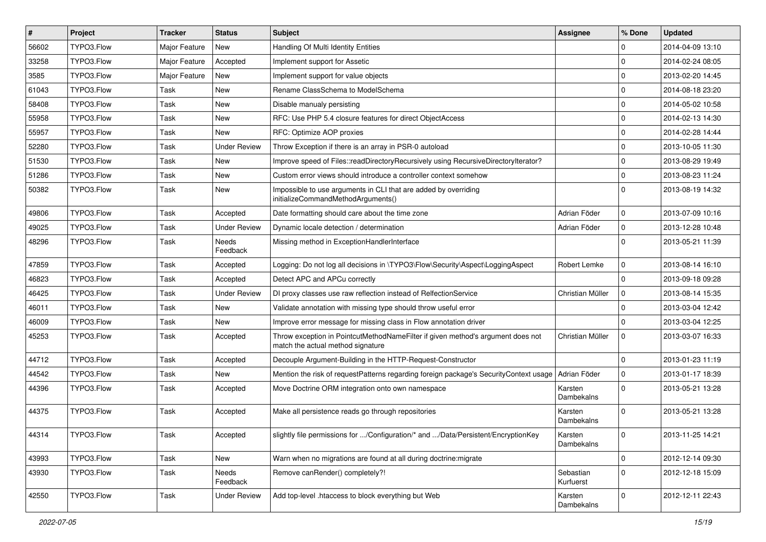| # | Project | Tracker | Status | Subject | Assignee | % Done | Updated |
|---|---|---|---|---|---|---|---|
| 56602 | TYPO3.Flow | Major Feature | New | Handling Of Multi Identity Entities | | 0 | 2014-04-09 13:10 |
| 33258 | TYPO3.Flow | Major Feature | Accepted | Implement support for Assetic | | 0 | 2014-02-24 08:05 |
| 3585 | TYPO3.Flow | Major Feature | New | Implement support for value objects | | 0 | 2013-02-20 14:45 |
| 61043 | TYPO3.Flow | Task | New | Rename ClassSchema to ModelSchema | | 0 | 2014-08-18 23:20 |
| 58408 | TYPO3.Flow | Task | New | Disable manualy persisting | | 0 | 2014-05-02 10:58 |
| 55958 | TYPO3.Flow | Task | New | RFC: Use PHP 5.4 closure features for direct ObjectAccess | | 0 | 2014-02-13 14:30 |
| 55957 | TYPO3.Flow | Task | New | RFC: Optimize AOP proxies | | 0 | 2014-02-28 14:44 |
| 52280 | TYPO3.Flow | Task | Under Review | Throw Exception if there is an array in PSR-0 autoload | | 0 | 2013-10-05 11:30 |
| 51530 | TYPO3.Flow | Task | New | Improve speed of Files::readDirectoryRecursively using RecursiveDirectoryIterator? | | 0 | 2013-08-29 19:49 |
| 51286 | TYPO3.Flow | Task | New | Custom error views should introduce a controller context somehow | | 0 | 2013-08-23 11:24 |
| 50382 | TYPO3.Flow | Task | New | Impossible to use arguments in CLI that are added by overriding initializeCommandMethodArguments() | | 0 | 2013-08-19 14:32 |
| 49806 | TYPO3.Flow | Task | Accepted | Date formatting should care about the time zone | Adrian Föder | 0 | 2013-07-09 10:16 |
| 49025 | TYPO3.Flow | Task | Under Review | Dynamic locale detection / determination | Adrian Föder | 0 | 2013-12-28 10:48 |
| 48296 | TYPO3.Flow | Task | Needs Feedback | Missing method in ExceptionHandlerInterface | | 0 | 2013-05-21 11:39 |
| 47859 | TYPO3.Flow | Task | Accepted | Logging: Do not log all decisions in \TYPO3\Flow\Security\Aspect\LoggingAspect | Robert Lemke | 0 | 2013-08-14 16:10 |
| 46823 | TYPO3.Flow | Task | Accepted | Detect APC and APCu correctly | | 0 | 2013-09-18 09:28 |
| 46425 | TYPO3.Flow | Task | Under Review | DI proxy classes use raw reflection instead of RelfectionService | Christian Müller | 0 | 2013-08-14 15:35 |
| 46011 | TYPO3.Flow | Task | New | Validate annotation with missing type should throw useful error | | 0 | 2013-03-04 12:42 |
| 46009 | TYPO3.Flow | Task | New | Improve error message for missing class in Flow annotation driver | | 0 | 2013-03-04 12:25 |
| 45253 | TYPO3.Flow | Task | Accepted | Throw exception in PointcutMethodNameFilter if given method's argument does not match the actual method signature | Christian Müller | 0 | 2013-03-07 16:33 |
| 44712 | TYPO3.Flow | Task | Accepted | Decouple Argument-Building in the HTTP-Request-Constructor | | 0 | 2013-01-23 11:19 |
| 44542 | TYPO3.Flow | Task | New | Mention the risk of requestPatterns regarding foreign package's SecurityContext usage | Adrian Föder | 0 | 2013-01-17 18:39 |
| 44396 | TYPO3.Flow | Task | Accepted | Move Doctrine ORM integration onto own namespace | Karsten Dambekalns | 0 | 2013-05-21 13:28 |
| 44375 | TYPO3.Flow | Task | Accepted | Make all persistence reads go through repositories | Karsten Dambekalns | 0 | 2013-05-21 13:28 |
| 44314 | TYPO3.Flow | Task | Accepted | slightly file permissions for .../Configuration/* and .../Data/Persistent/EncryptionKey | Karsten Dambekalns | 0 | 2013-11-25 14:21 |
| 43993 | TYPO3.Flow | Task | New | Warn when no migrations are found at all during doctrine:migrate | | 0 | 2012-12-14 09:30 |
| 43930 | TYPO3.Flow | Task | Needs Feedback | Remove canRender() completely?! | Sebastian Kurfuerst | 0 | 2012-12-18 15:09 |
| 42550 | TYPO3.Flow | Task | Under Review | Add top-level .htaccess to block everything but Web | Karsten Dambekalns | 0 | 2012-12-11 22:43 |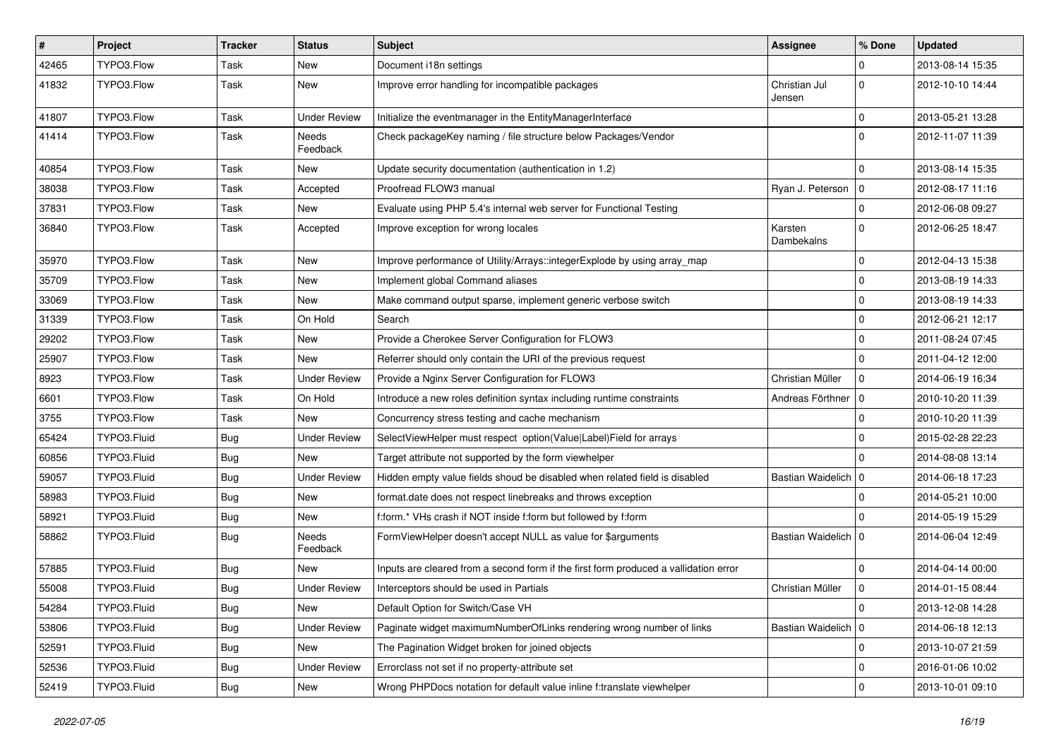| # | Project | Tracker | Status | Subject | Assignee | % Done | Updated |
|---|---|---|---|---|---|---|---|
| 42465 | TYPO3.Flow | Task | New | Document i18n settings | | 0 | 2013-08-14 15:35 |
| 41832 | TYPO3.Flow | Task | New | Improve error handling for incompatible packages | Christian Jul Jensen | 0 | 2012-10-10 14:44 |
| 41807 | TYPO3.Flow | Task | Under Review | Initialize the eventmanager in the EntityManagerInterface | | 0 | 2013-05-21 13:28 |
| 41414 | TYPO3.Flow | Task | Needs Feedback | Check packageKey naming / file structure below Packages/Vendor | | 0 | 2012-11-07 11:39 |
| 40854 | TYPO3.Flow | Task | New | Update security documentation (authentication in 1.2) | | 0 | 2013-08-14 15:35 |
| 38038 | TYPO3.Flow | Task | Accepted | Proofread FLOW3 manual | Ryan J. Peterson | 0 | 2012-08-17 11:16 |
| 37831 | TYPO3.Flow | Task | New | Evaluate using PHP 5.4's internal web server for Functional Testing | | 0 | 2012-06-08 09:27 |
| 36840 | TYPO3.Flow | Task | Accepted | Improve exception for wrong locales | Karsten Dambekalns | 0 | 2012-06-25 18:47 |
| 35970 | TYPO3.Flow | Task | New | Improve performance of Utility/Arrays::integerExplode by using array_map | | 0 | 2012-04-13 15:38 |
| 35709 | TYPO3.Flow | Task | New | Implement global Command aliases | | 0 | 2013-08-19 14:33 |
| 33069 | TYPO3.Flow | Task | New | Make command output sparse, implement generic verbose switch | | 0 | 2013-08-19 14:33 |
| 31339 | TYPO3.Flow | Task | On Hold | Search | | 0 | 2012-06-21 12:17 |
| 29202 | TYPO3.Flow | Task | New | Provide a Cherokee Server Configuration for FLOW3 | | 0 | 2011-08-24 07:45 |
| 25907 | TYPO3.Flow | Task | New | Referrer should only contain the URI of the previous request | | 0 | 2011-04-12 12:00 |
| 8923 | TYPO3.Flow | Task | Under Review | Provide a Nginx Server Configuration for FLOW3 | Christian Müller | 0 | 2014-06-19 16:34 |
| 6601 | TYPO3.Flow | Task | On Hold | Introduce a new roles definition syntax including runtime constraints | Andreas Förthner | 0 | 2010-10-20 11:39 |
| 3755 | TYPO3.Flow | Task | New | Concurrency stress testing and cache mechanism | | 0 | 2010-10-20 11:39 |
| 65424 | TYPO3.Fluid | Bug | Under Review | SelectViewHelper must respect option(Value\|Label)Field for arrays | | 0 | 2015-02-28 22:23 |
| 60856 | TYPO3.Fluid | Bug | New | Target attribute not supported by the form viewhelper | | 0 | 2014-08-08 13:14 |
| 59057 | TYPO3.Fluid | Bug | Under Review | Hidden empty value fields shoud be disabled when related field is disabled | Bastian Waidelich | 0 | 2014-06-18 17:23 |
| 58983 | TYPO3.Fluid | Bug | New | format.date does not respect linebreaks and throws exception | | 0 | 2014-05-21 10:00 |
| 58921 | TYPO3.Fluid | Bug | New | f:form.* VHs crash if NOT inside f:form but followed by f:form | | 0 | 2014-05-19 15:29 |
| 58862 | TYPO3.Fluid | Bug | Needs Feedback | FormViewHelper doesn't accept NULL as value for $arguments | Bastian Waidelich | 0 | 2014-06-04 12:49 |
| 57885 | TYPO3.Fluid | Bug | New | Inputs are cleared from a second form if the first form produced a vallidation error | | 0 | 2014-04-14 00:00 |
| 55008 | TYPO3.Fluid | Bug | Under Review | Interceptors should be used in Partials | Christian Müller | 0 | 2014-01-15 08:44 |
| 54284 | TYPO3.Fluid | Bug | New | Default Option for Switch/Case VH | | 0 | 2013-12-08 14:28 |
| 53806 | TYPO3.Fluid | Bug | Under Review | Paginate widget maximumNumberOfLinks rendering wrong number of links | Bastian Waidelich | 0 | 2014-06-18 12:13 |
| 52591 | TYPO3.Fluid | Bug | New | The Pagination Widget broken for joined objects | | 0 | 2013-10-07 21:59 |
| 52536 | TYPO3.Fluid | Bug | Under Review | Errorclass not set if no property-attribute set | | 0 | 2016-01-06 10:02 |
| 52419 | TYPO3.Fluid | Bug | New | Wrong PHPDocs notation for default value inline f:translate viewhelper | | 0 | 2013-10-01 09:10 |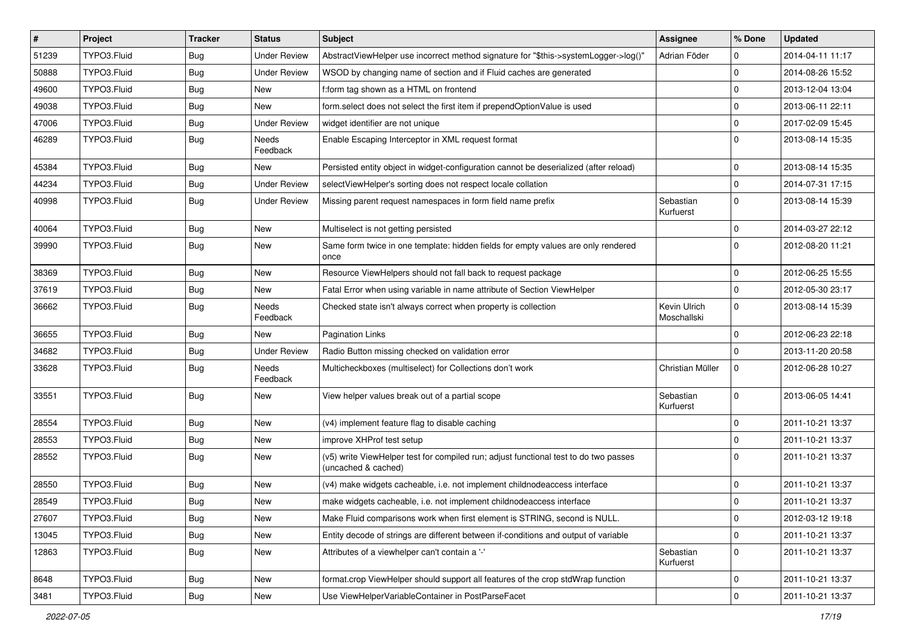| # | Project | Tracker | Status | Subject | Assignee | % Done | Updated |
|---|---|---|---|---|---|---|---|
| 51239 | TYPO3.Fluid | Bug | Under Review | AbstractViewHelper use incorrect method signature for "$this->systemLogger->log()" | Adrian Föder | 0 | 2014-04-11 11:17 |
| 50888 | TYPO3.Fluid | Bug | Under Review | WSOD by changing name of section and if Fluid caches are generated | | 0 | 2014-08-26 15:52 |
| 49600 | TYPO3.Fluid | Bug | New | f:form tag shown as a HTML on frontend | | 0 | 2013-12-04 13:04 |
| 49038 | TYPO3.Fluid | Bug | New | form.select does not select the first item if prependOptionValue is used | | 0 | 2013-06-11 22:11 |
| 47006 | TYPO3.Fluid | Bug | Under Review | widget identifier are not unique | | 0 | 2017-02-09 15:45 |
| 46289 | TYPO3.Fluid | Bug | Needs Feedback | Enable Escaping Interceptor in XML request format | | 0 | 2013-08-14 15:35 |
| 45384 | TYPO3.Fluid | Bug | New | Persisted entity object in widget-configuration cannot be deserialized (after reload) | | 0 | 2013-08-14 15:35 |
| 44234 | TYPO3.Fluid | Bug | Under Review | selectViewHelper's sorting does not respect locale collation | | 0 | 2014-07-31 17:15 |
| 40998 | TYPO3.Fluid | Bug | Under Review | Missing parent request namespaces in form field name prefix | Sebastian Kurfuerst | 0 | 2013-08-14 15:39 |
| 40064 | TYPO3.Fluid | Bug | New | Multiselect is not getting persisted | | 0 | 2014-03-27 22:12 |
| 39990 | TYPO3.Fluid | Bug | New | Same form twice in one template: hidden fields for empty values are only rendered once | | 0 | 2012-08-20 11:21 |
| 38369 | TYPO3.Fluid | Bug | New | Resource ViewHelpers should not fall back to request package | | 0 | 2012-06-25 15:55 |
| 37619 | TYPO3.Fluid | Bug | New | Fatal Error when using variable in name attribute of Section ViewHelper | | 0 | 2012-05-30 23:17 |
| 36662 | TYPO3.Fluid | Bug | Needs Feedback | Checked state isn't always correct when property is collection | Kevin Ulrich Moschallski | 0 | 2013-08-14 15:39 |
| 36655 | TYPO3.Fluid | Bug | New | Pagination Links | | 0 | 2012-06-23 22:18 |
| 34682 | TYPO3.Fluid | Bug | Under Review | Radio Button missing checked on validation error | | 0 | 2013-11-20 20:58 |
| 33628 | TYPO3.Fluid | Bug | Needs Feedback | Multicheckboxes (multiselect) for Collections don't work | Christian Müller | 0 | 2012-06-28 10:27 |
| 33551 | TYPO3.Fluid | Bug | New | View helper values break out of a partial scope | Sebastian Kurfuerst | 0 | 2013-06-05 14:41 |
| 28554 | TYPO3.Fluid | Bug | New | (v4) implement feature flag to disable caching | | 0 | 2011-10-21 13:37 |
| 28553 | TYPO3.Fluid | Bug | New | improve XHProf test setup | | 0 | 2011-10-21 13:37 |
| 28552 | TYPO3.Fluid | Bug | New | (v5) write ViewHelper test for compiled run; adjust functional test to do two passes (uncached & cached) | | 0 | 2011-10-21 13:37 |
| 28550 | TYPO3.Fluid | Bug | New | (v4) make widgets cacheable, i.e. not implement childnodeaccess interface | | 0 | 2011-10-21 13:37 |
| 28549 | TYPO3.Fluid | Bug | New | make widgets cacheable, i.e. not implement childnodeaccess interface | | 0 | 2011-10-21 13:37 |
| 27607 | TYPO3.Fluid | Bug | New | Make Fluid comparisons work when first element is STRING, second is NULL. | | 0 | 2012-03-12 19:18 |
| 13045 | TYPO3.Fluid | Bug | New | Entity decode of strings are different between if-conditions and output of variable | | 0 | 2011-10-21 13:37 |
| 12863 | TYPO3.Fluid | Bug | New | Attributes of a viewhelper can't contain a '-' | Sebastian Kurfuerst | 0 | 2011-10-21 13:37 |
| 8648 | TYPO3.Fluid | Bug | New | format.crop ViewHelper should support all features of the crop stdWrap function | | 0 | 2011-10-21 13:37 |
| 3481 | TYPO3.Fluid | Bug | New | Use ViewHelperVariableContainer in PostParseFacet | | 0 | 2011-10-21 13:37 |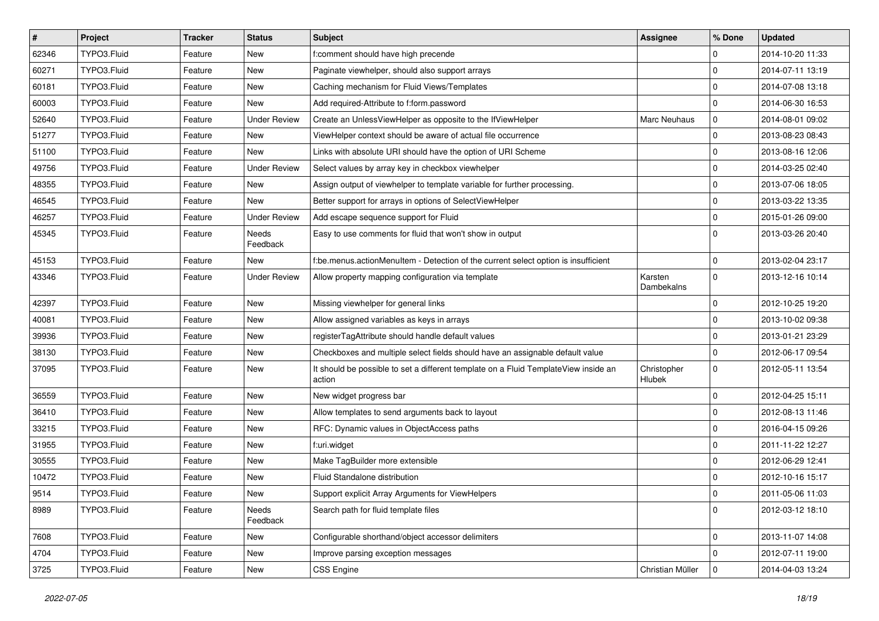| # | Project | Tracker | Status | Subject | Assignee | % Done | Updated |
| --- | --- | --- | --- | --- | --- | --- | --- |
| 62346 | TYPO3.Fluid | Feature | New | f:comment should have high precende | | 0 | 2014-10-20 11:33 |
| 60271 | TYPO3.Fluid | Feature | New | Paginate viewhelper, should also support arrays | | 0 | 2014-07-11 13:19 |
| 60181 | TYPO3.Fluid | Feature | New | Caching mechanism for Fluid Views/Templates | | 0 | 2014-07-08 13:18 |
| 60003 | TYPO3.Fluid | Feature | New | Add required-Attribute to f:form.password | | 0 | 2014-06-30 16:53 |
| 52640 | TYPO3.Fluid | Feature | Under Review | Create an UnlessViewHelper as opposite to the IfViewHelper | Marc Neuhaus | 0 | 2014-08-01 09:02 |
| 51277 | TYPO3.Fluid | Feature | New | ViewHelper context should be aware of actual file occurrence | | 0 | 2013-08-23 08:43 |
| 51100 | TYPO3.Fluid | Feature | New | Links with absolute URI should have the option of URI Scheme | | 0 | 2013-08-16 12:06 |
| 49756 | TYPO3.Fluid | Feature | Under Review | Select values by array key in checkbox viewhelper | | 0 | 2014-03-25 02:40 |
| 48355 | TYPO3.Fluid | Feature | New | Assign output of viewhelper to template variable for further processing. | | 0 | 2013-07-06 18:05 |
| 46545 | TYPO3.Fluid | Feature | New | Better support for arrays in options of SelectViewHelper | | 0 | 2013-03-22 13:35 |
| 46257 | TYPO3.Fluid | Feature | Under Review | Add escape sequence support for Fluid | | 0 | 2015-01-26 09:00 |
| 45345 | TYPO3.Fluid | Feature | Needs Feedback | Easy to use comments for fluid that won't show in output | | 0 | 2013-03-26 20:40 |
| 45153 | TYPO3.Fluid | Feature | New | f:be.menus.actionMenuItem - Detection of the current select option is insufficient | | 0 | 2013-02-04 23:17 |
| 43346 | TYPO3.Fluid | Feature | Under Review | Allow property mapping configuration via template | Karsten Dambekalns | 0 | 2013-12-16 10:14 |
| 42397 | TYPO3.Fluid | Feature | New | Missing viewhelper for general links | | 0 | 2012-10-25 19:20 |
| 40081 | TYPO3.Fluid | Feature | New | Allow assigned variables as keys in arrays | | 0 | 2013-10-02 09:38 |
| 39936 | TYPO3.Fluid | Feature | New | registerTagAttribute should handle default values | | 0 | 2013-01-21 23:29 |
| 38130 | TYPO3.Fluid | Feature | New | Checkboxes and multiple select fields should have an assignable default value | | 0 | 2012-06-17 09:54 |
| 37095 | TYPO3.Fluid | Feature | New | It should be possible to set a different template on a Fluid TemplateView inside an action | Christopher Hlubek | 0 | 2012-05-11 13:54 |
| 36559 | TYPO3.Fluid | Feature | New | New widget progress bar | | 0 | 2012-04-25 15:11 |
| 36410 | TYPO3.Fluid | Feature | New | Allow templates to send arguments back to layout | | 0 | 2012-08-13 11:46 |
| 33215 | TYPO3.Fluid | Feature | New | RFC: Dynamic values in ObjectAccess paths | | 0 | 2016-04-15 09:26 |
| 31955 | TYPO3.Fluid | Feature | New | f:uri.widget | | 0 | 2011-11-22 12:27 |
| 30555 | TYPO3.Fluid | Feature | New | Make TagBuilder more extensible | | 0 | 2012-06-29 12:41 |
| 10472 | TYPO3.Fluid | Feature | New | Fluid Standalone distribution | | 0 | 2012-10-16 15:17 |
| 9514 | TYPO3.Fluid | Feature | New | Support explicit Array Arguments for ViewHelpers | | 0 | 2011-05-06 11:03 |
| 8989 | TYPO3.Fluid | Feature | Needs Feedback | Search path for fluid template files | | 0 | 2012-03-12 18:10 |
| 7608 | TYPO3.Fluid | Feature | New | Configurable shorthand/object accessor delimiters | | 0 | 2013-11-07 14:08 |
| 4704 | TYPO3.Fluid | Feature | New | Improve parsing exception messages | | 0 | 2012-07-11 19:00 |
| 3725 | TYPO3.Fluid | Feature | New | CSS Engine | Christian Müller | 0 | 2014-04-03 13:24 |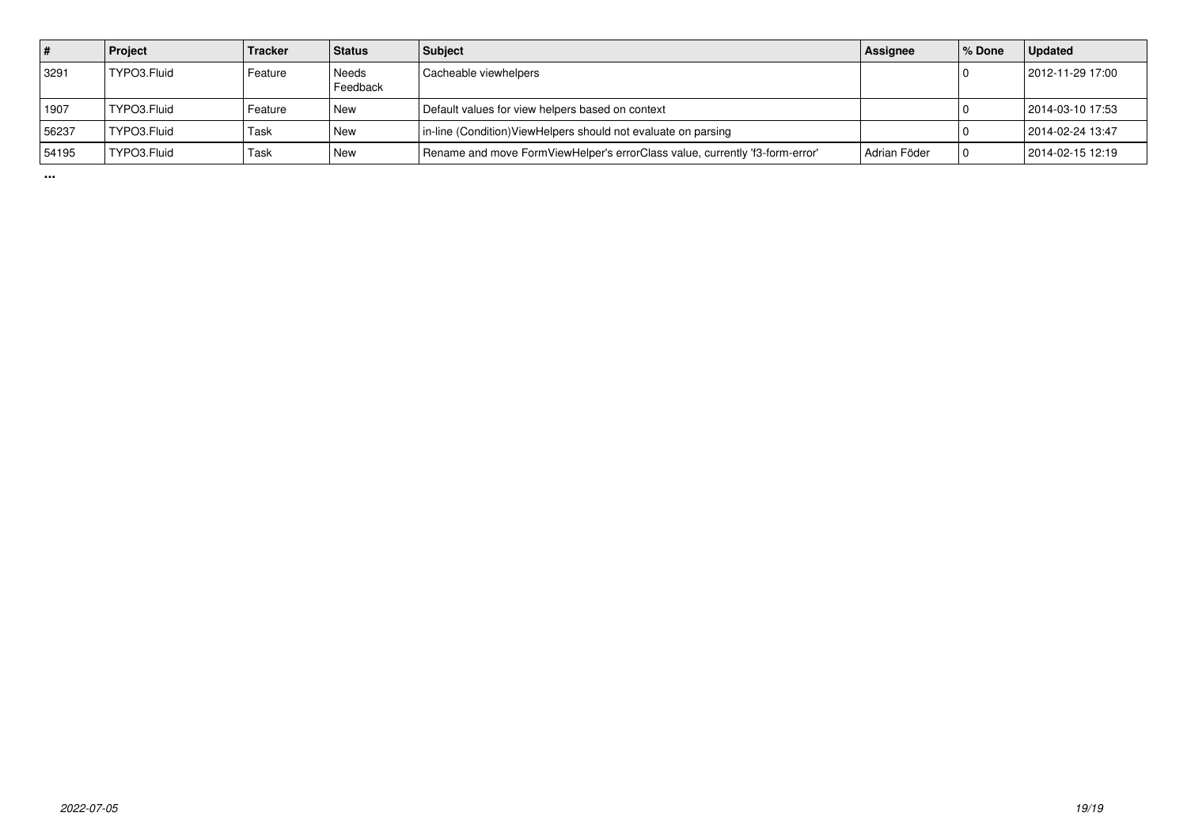| # | Project | Tracker | Status | Subject | Assignee | % Done | Updated |
| --- | --- | --- | --- | --- | --- | --- | --- |
| 3291 | TYPO3.Fluid | Feature | Needs Feedback | Cacheable viewhelpers | | 0 | 2012-11-29 17:00 |
| 1907 | TYPO3.Fluid | Feature | New | Default values for view helpers based on context | | 0 | 2014-03-10 17:53 |
| 56237 | TYPO3.Fluid | Task | New | in-line (Condition)ViewHelpers should not evaluate on parsing | | 0 | 2014-02-24 13:47 |
| 54195 | TYPO3.Fluid | Task | New | Rename and move FormViewHelper's errorClass value, currently 'f3-form-error' | Adrian Föder | 0 | 2014-02-15 12:19 |

...